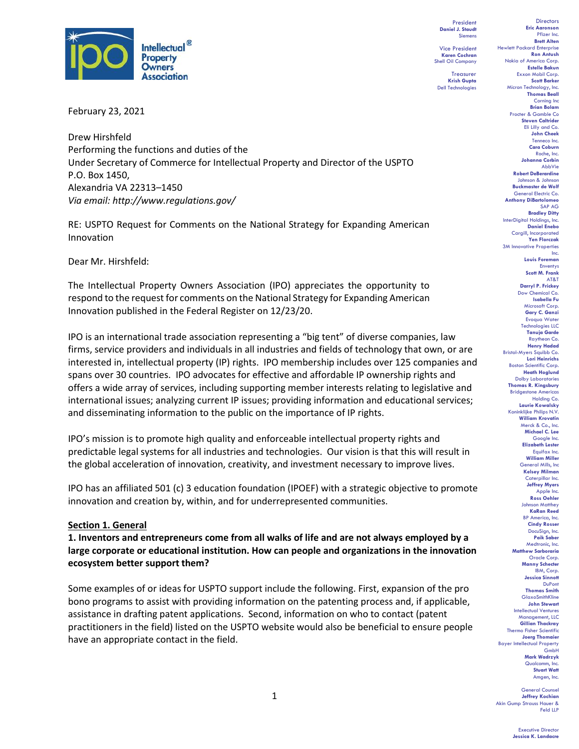Intellectual Property Owners Association

President
**Daniel J. Staudt**
Siemens

Vice President
**Karen Cochran**
Shell Oil Company

Treasurer
**Krish Gupta**
Dell Technologies

Directors
**Eric Aaronson**, Pfizer Inc.
**Brett Alten**, Hewlett Packard Enterprise
**Ron Antush**, Nokia of America Corp.
**Estelle Bakun**, Exxon Mobil Corp.
**Scott Barker**, Micron Technology, Inc.
**Thomas Beall**, Corning Inc
**Brian Bolam**, Procter & Gamble Co
**Steven Caltrider**, Eli Lilly and Co.
**John Cheek**, Tenneco Inc.
**Cara Coburn**, Roche, Inc.
**Johanna Corbin**, AbbVie
**Robert DeBerardine**, Johnson & Johnson
**Buckmaster de Wolf**, General Electric Co.
**Anthony DiBartolomeo**, SAP AG
**Bradley Ditty**, InterDigital Holdings, Inc.
**Daniel Enebo**, Cargill, Incorporated
**Yen Florczak**, 3M Innovative Properties Inc.
**Louis Foreman**, Enventys
**Scott M. Frank**, AT&T
**Darryl P. Frickey**, Dow Chemical Co.
**Isabella Fu**, Microsoft Corp.
**Gary C. Ganzi**, Evoqua Water Technologies LLC
**Tanuja Garde**, Raytheon Co.
**Henry Hadad**, Bristol-Myers Squibb Co.
**Lori Heinrichs**, Boston Scientific Corp.
**Heath Hoglund**, Dolby Laboratories
**Thomas R. Kingsbury**, Bridgestone Americas Holding Co.
**Laurie Kowalsky**, Koninklijke Philips N.V.
**William Krovatin**, Merck & Co., Inc.
**Michael C. Lee**, Google Inc.
**Elizabeth Lester**, Equifax Inc.
**William Miller**, General Mills, Inc
**Kelsey Milman**, Caterpillar Inc.
**Jeffrey Myers**, Apple Inc.
**Ross Oehler**, Johnson Matthey
**KaRan Reed**, BP America, Inc.
**Cindy Rosser**, DocuSign, Inc.
**Paik Saber**, Medtronic, Inc.
**Matthew Sarboraria**, Oracle Corp.
**Manny Schecter**, IBM, Corp.
**Jessica Sinnott**, DuPont
**Thomas Smith**, GlaxoSmithKline
**John Stewart**, Intellectual Ventures Management, LLC
**Gillian Thackray**, Thermo Fisher Scientific
**Joerg Thomaier**, Bayer Intellectual Property GmbH
**Mark Wadrzyk**, Qualcomm, Inc.
**Stuart Watt**, Amgen, Inc.

General Counsel
**Jeffrey Kochian**
Akin Gump Strauss Hauer & Feld LLP

Executive Director
**Jessica K. Landacre**

February 23, 2021

Drew Hirshfeld
Performing the functions and duties of the
Under Secretary of Commerce for Intellectual Property and Director of the USPTO
P.O. Box 1450,
Alexandria VA 22313–1450
*Via email: http://www.regulations.gov/*

RE: USPTO Request for Comments on the National Strategy for Expanding American Innovation

Dear Mr. Hirshfeld:

The Intellectual Property Owners Association (IPO) appreciates the opportunity to respond to the request for comments on the National Strategy for Expanding American Innovation published in the Federal Register on 12/23/20.

IPO is an international trade association representing a "big tent" of diverse companies, law firms, service providers and individuals in all industries and fields of technology that own, or are interested in, intellectual property (IP) rights. IPO membership includes over 125 companies and spans over 30 countries. IPO advocates for effective and affordable IP ownership rights and offers a wide array of services, including supporting member interests relating to legislative and international issues; analyzing current IP issues; providing information and educational services; and disseminating information to the public on the importance of IP rights.

IPO's mission is to promote high quality and enforceable intellectual property rights and predictable legal systems for all industries and technologies. Our vision is that this will result in the global acceleration of innovation, creativity, and investment necessary to improve lives.

IPO has an affiliated 501 (c) 3 education foundation (IPOEF) with a strategic objective to promote innovation and creation by, within, and for underrepresented communities.

## Section 1. General

**1. Inventors and entrepreneurs come from all walks of life and are not always employed by a large corporate or educational institution. How can people and organizations in the innovation ecosystem better support them?**

Some examples of or ideas for USPTO support include the following. First, expansion of the pro bono programs to assist with providing information on the patenting process and, if applicable, assistance in drafting patent applications. Second, information on who to contact (patent practitioners in the field) listed on the USPTO website would also be beneficial to ensure people have an appropriate contact in the field.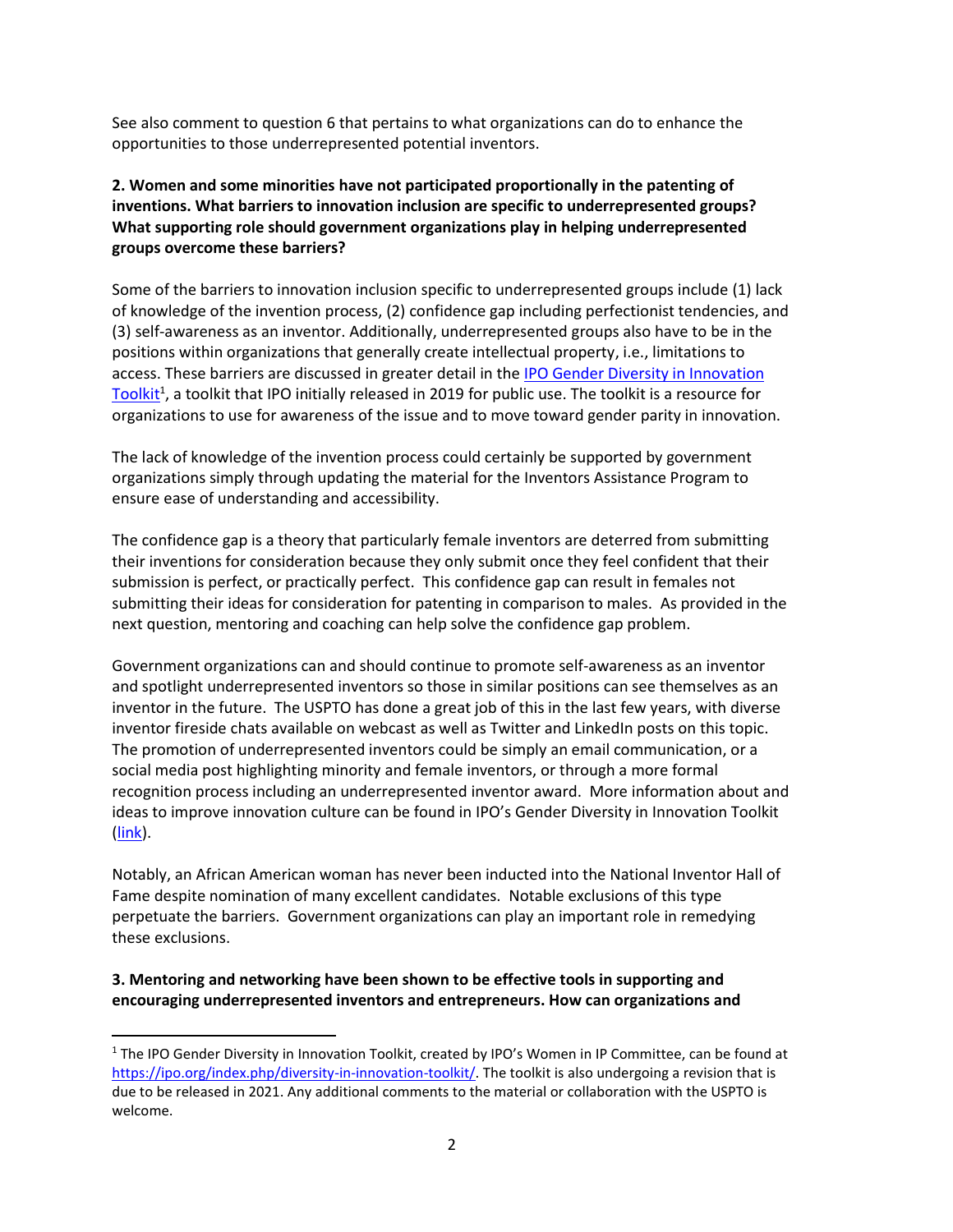See also comment to question 6 that pertains to what organizations can do to enhance the opportunities to those underrepresented potential inventors.

**2. Women and some minorities have not participated proportionally in the patenting of inventions. What barriers to innovation inclusion are specific to underrepresented groups? What supporting role should government organizations play in helping underrepresented groups overcome these barriers?**

Some of the barriers to innovation inclusion specific to underrepresented groups include (1) lack of knowledge of the invention process, (2) confidence gap including perfectionist tendencies, and (3) self-awareness as an inventor. Additionally, underrepresented groups also have to be in the positions within organizations that generally create intellectual property, i.e., limitations to access. These barriers are discussed in greater detail in the [IPO Gender Diversity in Innovation Toolkit][1], a toolkit that IPO initially released in 2019 for public use. The toolkit is a resource for organizations to use for awareness of the issue and to move toward gender parity in innovation.

The lack of knowledge of the invention process could certainly be supported by government organizations simply through updating the material for the Inventors Assistance Program to ensure ease of understanding and accessibility.

The confidence gap is a theory that particularly female inventors are deterred from submitting their inventions for consideration because they only submit once they feel confident that their submission is perfect, or practically perfect. This confidence gap can result in females not submitting their ideas for consideration for patenting in comparison to males. As provided in the next question, mentoring and coaching can help solve the confidence gap problem.

Government organizations can and should continue to promote self-awareness as an inventor and spotlight underrepresented inventors so those in similar positions can see themselves as an inventor in the future. The USPTO has done a great job of this in the last few years, with diverse inventor fireside chats available on webcast as well as Twitter and LinkedIn posts on this topic. The promotion of underrepresented inventors could be simply an email communication, or a social media post highlighting minority and female inventors, or through a more formal recognition process including an underrepresented inventor award. More information about and ideas to improve innovation culture can be found in IPO's Gender Diversity in Innovation Toolkit (link).

Notably, an African American woman has never been inducted into the National Inventor Hall of Fame despite nomination of many excellent candidates. Notable exclusions of this type perpetuate the barriers. Government organizations can play an important role in remedying these exclusions.

**3. Mentoring and networking have been shown to be effective tools in supporting and encouraging underrepresented inventors and entrepreneurs. How can organizations and**

---

[1] The IPO Gender Diversity in Innovation Toolkit, created by IPO's Women in IP Committee, can be found at https://ipo.org/index.php/diversity-in-innovation-toolkit/. The toolkit is also undergoing a revision that is due to be released in 2021. Any additional comments to the material or collaboration with the USPTO is welcome.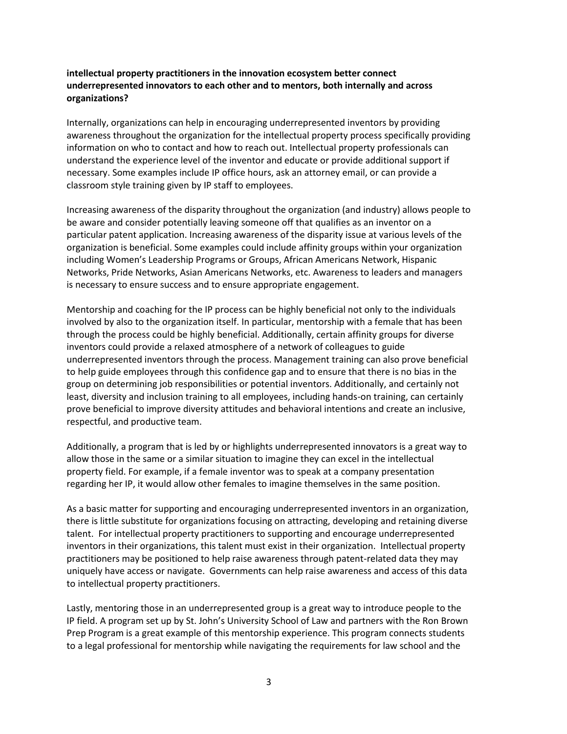**intellectual property practitioners in the innovation ecosystem better connect underrepresented innovators to each other and to mentors, both internally and across organizations?**

Internally, organizations can help in encouraging underrepresented inventors by providing awareness throughout the organization for the intellectual property process specifically providing information on who to contact and how to reach out. Intellectual property professionals can understand the experience level of the inventor and educate or provide additional support if necessary. Some examples include IP office hours, ask an attorney email, or can provide a classroom style training given by IP staff to employees.

Increasing awareness of the disparity throughout the organization (and industry) allows people to be aware and consider potentially leaving someone off that qualifies as an inventor on a particular patent application. Increasing awareness of the disparity issue at various levels of the organization is beneficial. Some examples could include affinity groups within your organization including Women's Leadership Programs or Groups, African Americans Network, Hispanic Networks, Pride Networks, Asian Americans Networks, etc. Awareness to leaders and managers is necessary to ensure success and to ensure appropriate engagement.

Mentorship and coaching for the IP process can be highly beneficial not only to the individuals involved by also to the organization itself. In particular, mentorship with a female that has been through the process could be highly beneficial. Additionally, certain affinity groups for diverse inventors could provide a relaxed atmosphere of a network of colleagues to guide underrepresented inventors through the process. Management training can also prove beneficial to help guide employees through this confidence gap and to ensure that there is no bias in the group on determining job responsibilities or potential inventors. Additionally, and certainly not least, diversity and inclusion training to all employees, including hands-on training, can certainly prove beneficial to improve diversity attitudes and behavioral intentions and create an inclusive, respectful, and productive team.

Additionally, a program that is led by or highlights underrepresented innovators is a great way to allow those in the same or a similar situation to imagine they can excel in the intellectual property field. For example, if a female inventor was to speak at a company presentation regarding her IP, it would allow other females to imagine themselves in the same position.

As a basic matter for supporting and encouraging underrepresented inventors in an organization, there is little substitute for organizations focusing on attracting, developing and retaining diverse talent. For intellectual property practitioners to supporting and encourage underrepresented inventors in their organizations, this talent must exist in their organization. Intellectual property practitioners may be positioned to help raise awareness through patent-related data they may uniquely have access or navigate. Governments can help raise awareness and access of this data to intellectual property practitioners.

Lastly, mentoring those in an underrepresented group is a great way to introduce people to the IP field. A program set up by St. John's University School of Law and partners with the Ron Brown Prep Program is a great example of this mentorship experience. This program connects students to a legal professional for mentorship while navigating the requirements for law school and the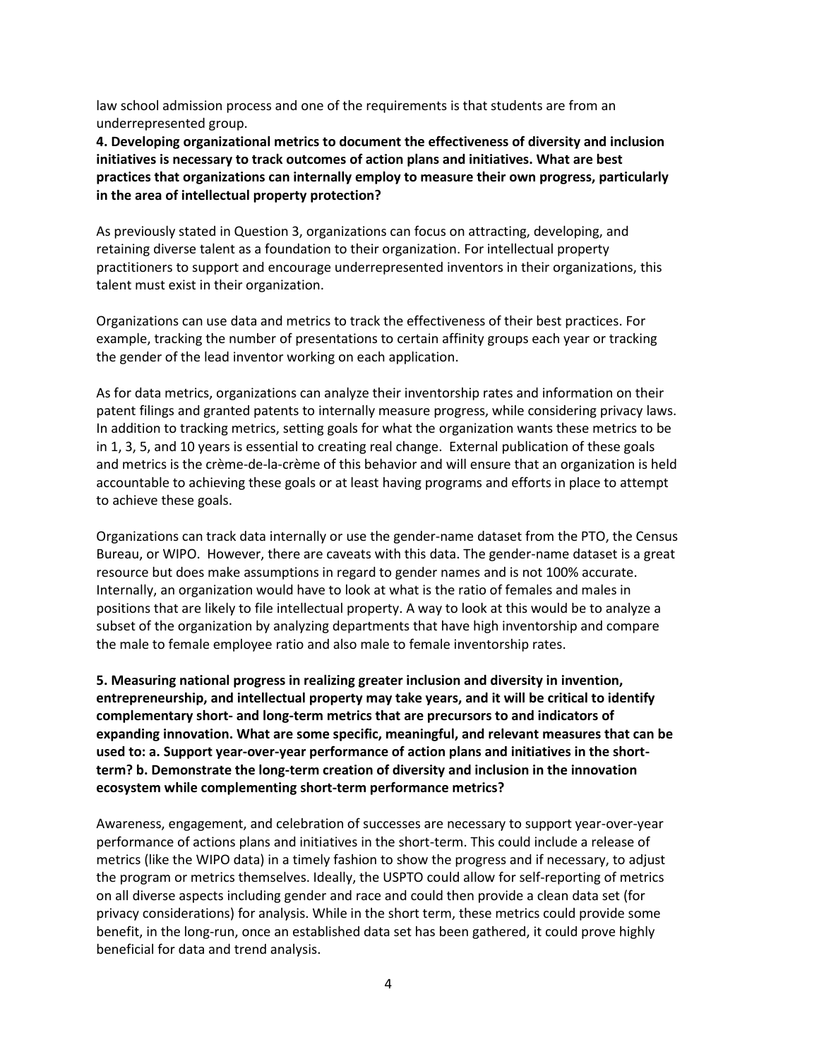law school admission process and one of the requirements is that students are from an underrepresented group.

**4. Developing organizational metrics to document the effectiveness of diversity and inclusion initiatives is necessary to track outcomes of action plans and initiatives. What are best practices that organizations can internally employ to measure their own progress, particularly in the area of intellectual property protection?**

As previously stated in Question 3, organizations can focus on attracting, developing, and retaining diverse talent as a foundation to their organization. For intellectual property practitioners to support and encourage underrepresented inventors in their organizations, this talent must exist in their organization.

Organizations can use data and metrics to track the effectiveness of their best practices. For example, tracking the number of presentations to certain affinity groups each year or tracking the gender of the lead inventor working on each application.

As for data metrics, organizations can analyze their inventorship rates and information on their patent filings and granted patents to internally measure progress, while considering privacy laws. In addition to tracking metrics, setting goals for what the organization wants these metrics to be in 1, 3, 5, and 10 years is essential to creating real change. External publication of these goals and metrics is the crème-de-la-crème of this behavior and will ensure that an organization is held accountable to achieving these goals or at least having programs and efforts in place to attempt to achieve these goals.

Organizations can track data internally or use the gender-name dataset from the PTO, the Census Bureau, or WIPO. However, there are caveats with this data. The gender-name dataset is a great resource but does make assumptions in regard to gender names and is not 100% accurate. Internally, an organization would have to look at what is the ratio of females and males in positions that are likely to file intellectual property. A way to look at this would be to analyze a subset of the organization by analyzing departments that have high inventorship and compare the male to female employee ratio and also male to female inventorship rates.

**5. Measuring national progress in realizing greater inclusion and diversity in invention, entrepreneurship, and intellectual property may take years, and it will be critical to identify complementary short- and long-term metrics that are precursors to and indicators of expanding innovation. What are some specific, meaningful, and relevant measures that can be used to: a. Support year-over-year performance of action plans and initiatives in the short-term? b. Demonstrate the long-term creation of diversity and inclusion in the innovation ecosystem while complementing short-term performance metrics?**

Awareness, engagement, and celebration of successes are necessary to support year-over-year performance of actions plans and initiatives in the short-term. This could include a release of metrics (like the WIPO data) in a timely fashion to show the progress and if necessary, to adjust the program or metrics themselves. Ideally, the USPTO could allow for self-reporting of metrics on all diverse aspects including gender and race and could then provide a clean data set (for privacy considerations) for analysis. While in the short term, these metrics could provide some benefit, in the long-run, once an established data set has been gathered, it could prove highly beneficial for data and trend analysis.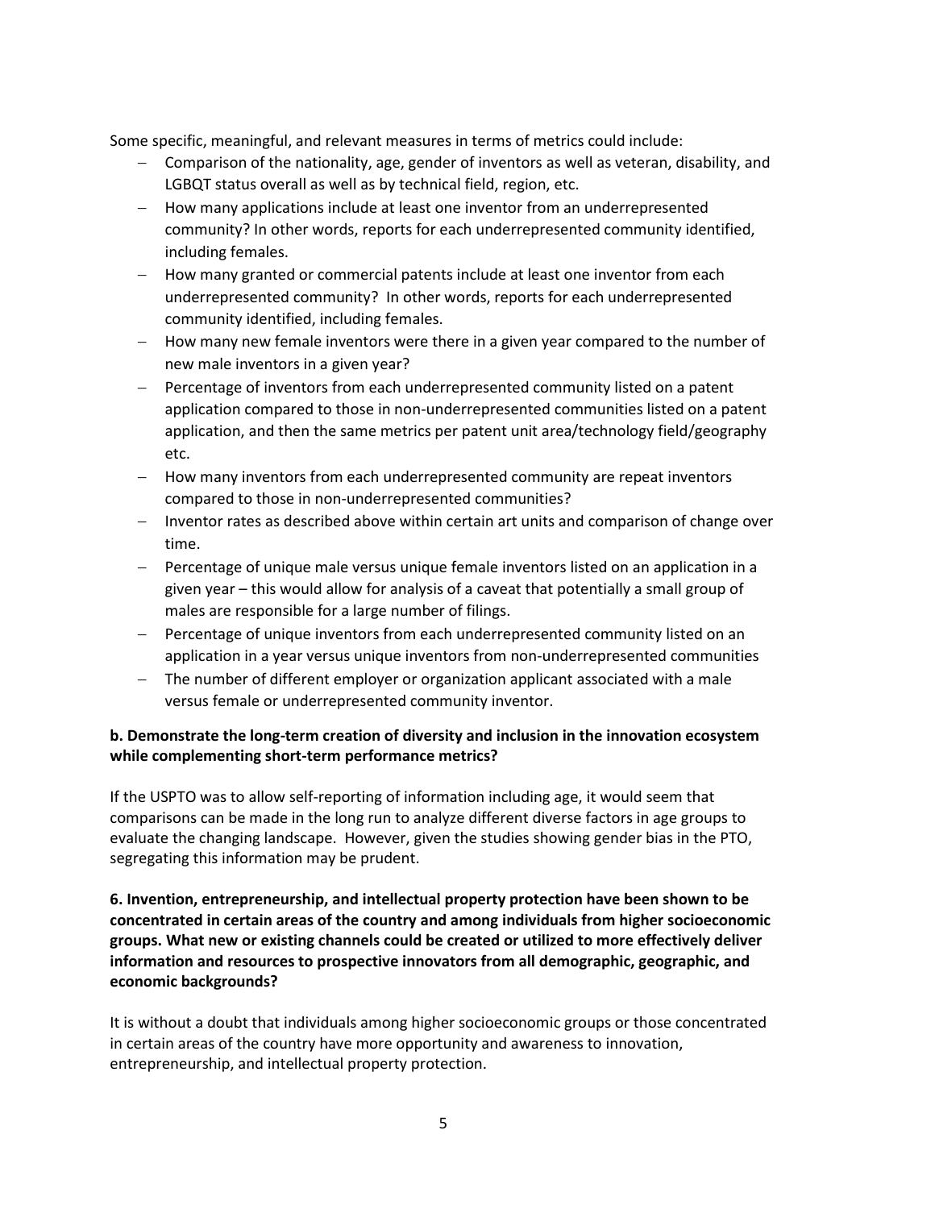Some specific, meaningful, and relevant measures in terms of metrics could include:

- Comparison of the nationality, age, gender of inventors as well as veteran, disability, and LGBQT status overall as well as by technical field, region, etc.
- How many applications include at least one inventor from an underrepresented community? In other words, reports for each underrepresented community identified, including females.
- How many granted or commercial patents include at least one inventor from each underrepresented community? In other words, reports for each underrepresented community identified, including females.
- How many new female inventors were there in a given year compared to the number of new male inventors in a given year?
- Percentage of inventors from each underrepresented community listed on a patent application compared to those in non-underrepresented communities listed on a patent application, and then the same metrics per patent unit area/technology field/geography etc.
- How many inventors from each underrepresented community are repeat inventors compared to those in non-underrepresented communities?
- Inventor rates as described above within certain art units and comparison of change over time.
- Percentage of unique male versus unique female inventors listed on an application in a given year – this would allow for analysis of a caveat that potentially a small group of males are responsible for a large number of filings.
- Percentage of unique inventors from each underrepresented community listed on an application in a year versus unique inventors from non-underrepresented communities
- The number of different employer or organization applicant associated with a male versus female or underrepresented community inventor.

**b. Demonstrate the long-term creation of diversity and inclusion in the innovation ecosystem while complementing short-term performance metrics?**

If the USPTO was to allow self-reporting of information including age, it would seem that comparisons can be made in the long run to analyze different diverse factors in age groups to evaluate the changing landscape. However, given the studies showing gender bias in the PTO, segregating this information may be prudent.

**6. Invention, entrepreneurship, and intellectual property protection have been shown to be concentrated in certain areas of the country and among individuals from higher socioeconomic groups. What new or existing channels could be created or utilized to more effectively deliver information and resources to prospective innovators from all demographic, geographic, and economic backgrounds?**

It is without a doubt that individuals among higher socioeconomic groups or those concentrated in certain areas of the country have more opportunity and awareness to innovation, entrepreneurship, and intellectual property protection.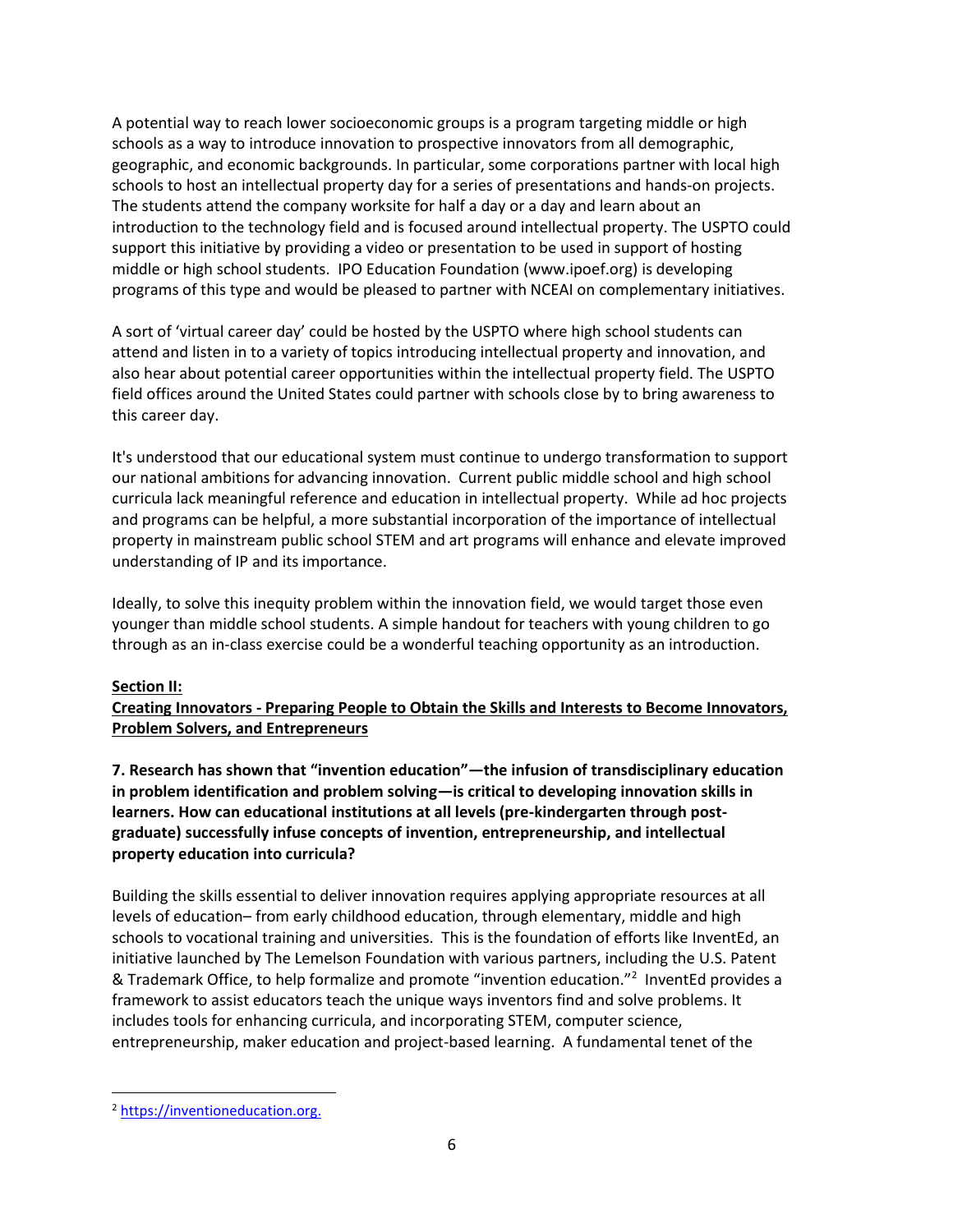A potential way to reach lower socioeconomic groups is a program targeting middle or high schools as a way to introduce innovation to prospective innovators from all demographic, geographic, and economic backgrounds. In particular, some corporations partner with local high schools to host an intellectual property day for a series of presentations and hands-on projects. The students attend the company worksite for half a day or a day and learn about an introduction to the technology field and is focused around intellectual property. The USPTO could support this initiative by providing a video or presentation to be used in support of hosting middle or high school students. IPO Education Foundation (www.ipoef.org) is developing programs of this type and would be pleased to partner with NCEAI on complementary initiatives.

A sort of 'virtual career day' could be hosted by the USPTO where high school students can attend and listen in to a variety of topics introducing intellectual property and innovation, and also hear about potential career opportunities within the intellectual property field. The USPTO field offices around the United States could partner with schools close by to bring awareness to this career day.

It's understood that our educational system must continue to undergo transformation to support our national ambitions for advancing innovation. Current public middle school and high school curricula lack meaningful reference and education in intellectual property. While ad hoc projects and programs can be helpful, a more substantial incorporation of the importance of intellectual property in mainstream public school STEM and art programs will enhance and elevate improved understanding of IP and its importance.

Ideally, to solve this inequity problem within the innovation field, we would target those even younger than middle school students. A simple handout for teachers with young children to go through as an in-class exercise could be a wonderful teaching opportunity as an introduction.

## Section II:

## Creating Innovators - Preparing People to Obtain the Skills and Interests to Become Innovators, Problem Solvers, and Entrepreneurs

**7. Research has shown that "invention education"—the infusion of transdisciplinary education in problem identification and problem solving—is critical to developing innovation skills in learners. How can educational institutions at all levels (pre-kindergarten through post-graduate) successfully infuse concepts of invention, entrepreneurship, and intellectual property education into curricula?**

Building the skills essential to deliver innovation requires applying appropriate resources at all levels of education– from early childhood education, through elementary, middle and high schools to vocational training and universities. This is the foundation of efforts like InventEd, an initiative launched by The Lemelson Foundation with various partners, including the U.S. Patent & Trademark Office, to help formalize and promote "invention education."[2] InventEd provides a framework to assist educators teach the unique ways inventors find and solve problems. It includes tools for enhancing curricula, and incorporating STEM, computer science, entrepreneurship, maker education and project-based learning. A fundamental tenet of the

[2] https://inventioneducation.org.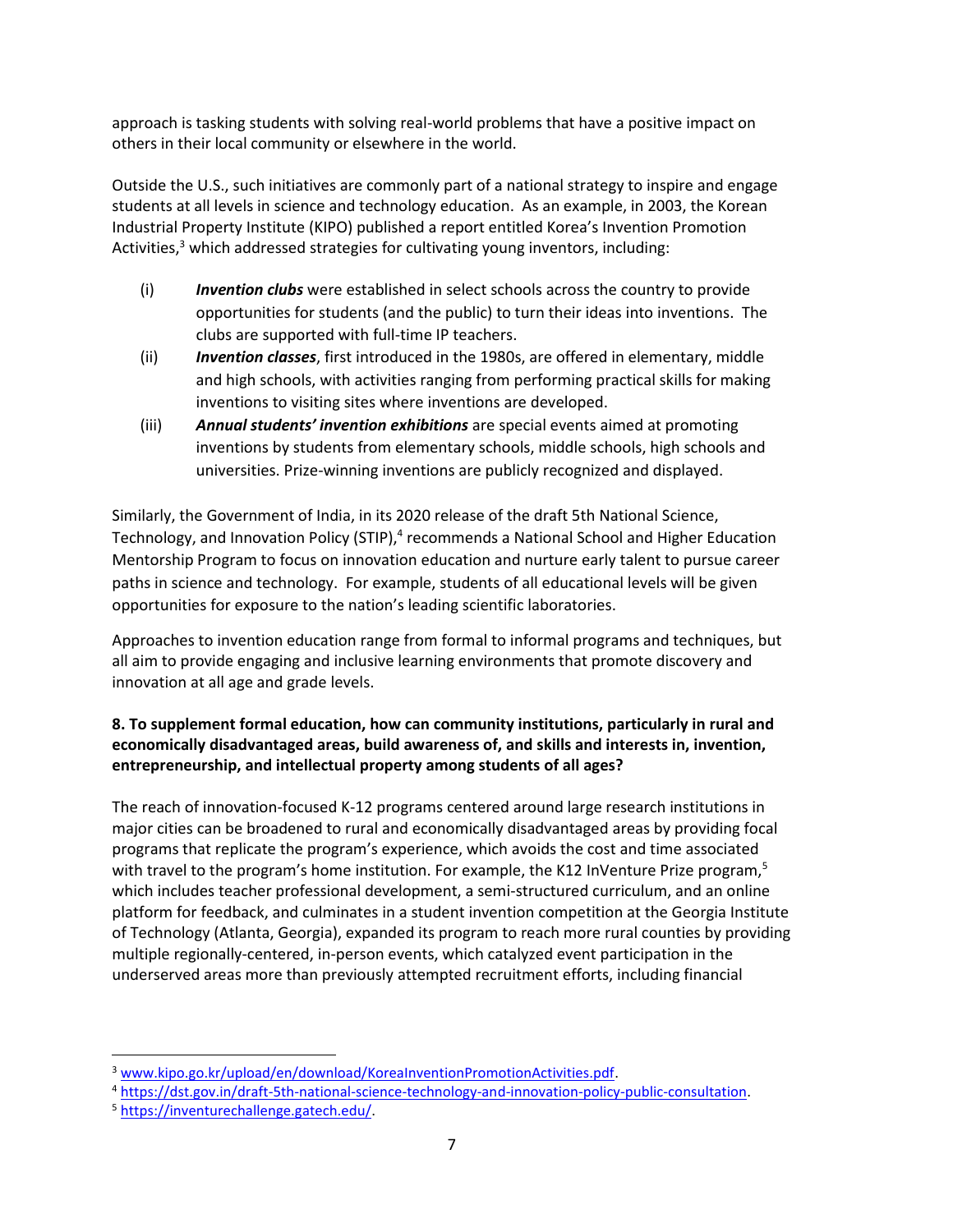approach is tasking students with solving real-world problems that have a positive impact on others in their local community or elsewhere in the world.

Outside the U.S., such initiatives are commonly part of a national strategy to inspire and engage students at all levels in science and technology education. As an example, in 2003, the Korean Industrial Property Institute (KIPO) published a report entitled Korea's Invention Promotion Activities,[3] which addressed strategies for cultivating young inventors, including:

(i) ***Invention clubs*** were established in select schools across the country to provide opportunities for students (and the public) to turn their ideas into inventions. The clubs are supported with full-time IP teachers.

(ii) ***Invention classes***, first introduced in the 1980s, are offered in elementary, middle and high schools, with activities ranging from performing practical skills for making inventions to visiting sites where inventions are developed.

(iii) ***Annual students' invention exhibitions*** are special events aimed at promoting inventions by students from elementary schools, middle schools, high schools and universities. Prize-winning inventions are publicly recognized and displayed.

Similarly, the Government of India, in its 2020 release of the draft 5th National Science, Technology, and Innovation Policy (STIP),[4] recommends a National School and Higher Education Mentorship Program to focus on innovation education and nurture early talent to pursue career paths in science and technology. For example, students of all educational levels will be given opportunities for exposure to the nation's leading scientific laboratories.

Approaches to invention education range from formal to informal programs and techniques, but all aim to provide engaging and inclusive learning environments that promote discovery and innovation at all age and grade levels.

**8. To supplement formal education, how can community institutions, particularly in rural and economically disadvantaged areas, build awareness of, and skills and interests in, invention, entrepreneurship, and intellectual property among students of all ages?**

The reach of innovation-focused K-12 programs centered around large research institutions in major cities can be broadened to rural and economically disadvantaged areas by providing focal programs that replicate the program's experience, which avoids the cost and time associated with travel to the program's home institution. For example, the K12 InVenture Prize program,[5] which includes teacher professional development, a semi-structured curriculum, and an online platform for feedback, and culminates in a student invention competition at the Georgia Institute of Technology (Atlanta, Georgia), expanded its program to reach more rural counties by providing multiple regionally-centered, in-person events, which catalyzed event participation in the underserved areas more than previously attempted recruitment efforts, including financial

---

[3] www.kipo.go.kr/upload/en/download/KoreaInventionPromotionActivities.pdf.

[4] https://dst.gov.in/draft-5th-national-science-technology-and-innovation-policy-public-consultation.

[5] https://inventurechallenge.gatech.edu/.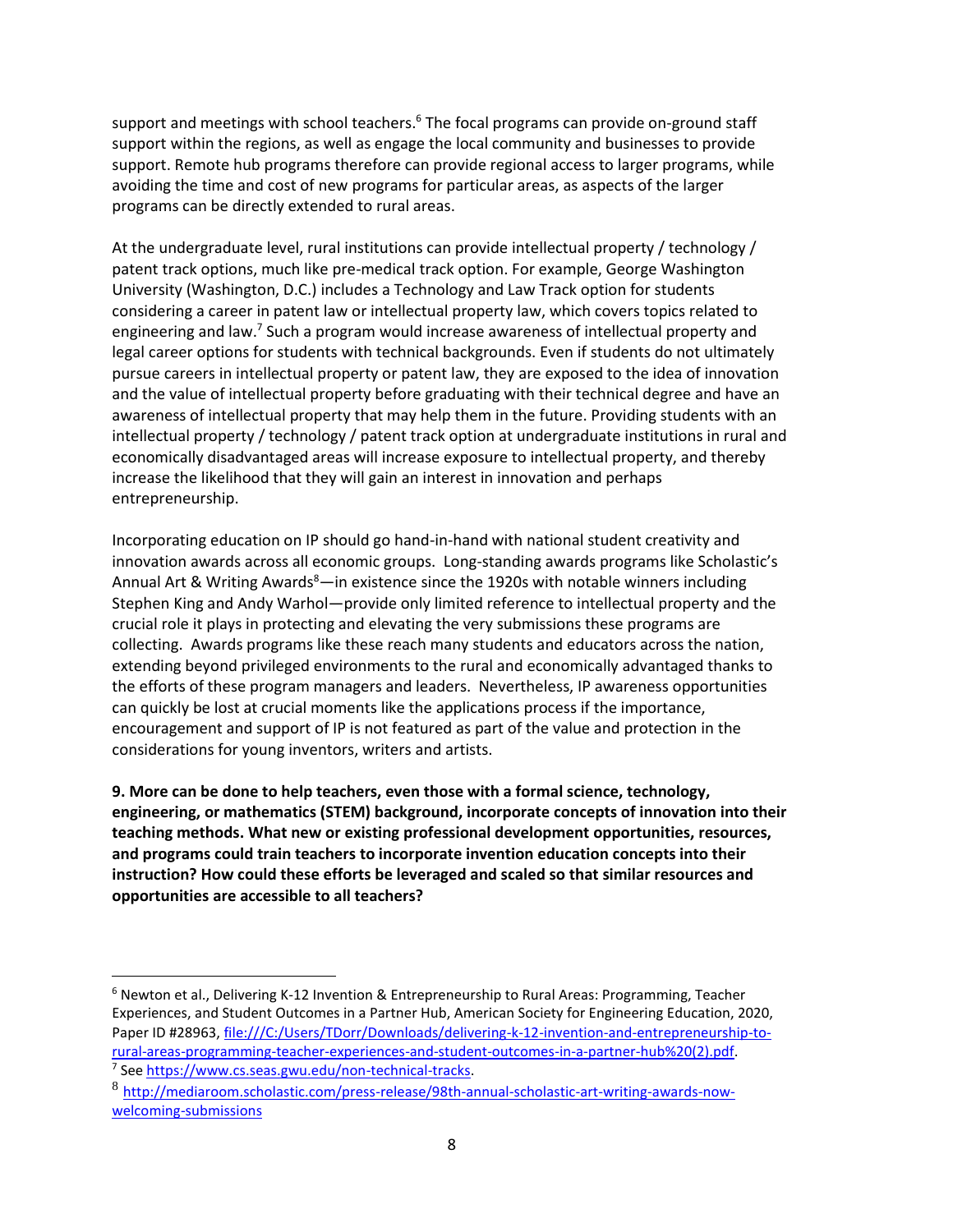support and meetings with school teachers.[6] The focal programs can provide on-ground staff support within the regions, as well as engage the local community and businesses to provide support. Remote hub programs therefore can provide regional access to larger programs, while avoiding the time and cost of new programs for particular areas, as aspects of the larger programs can be directly extended to rural areas.

At the undergraduate level, rural institutions can provide intellectual property / technology / patent track options, much like pre-medical track option. For example, George Washington University (Washington, D.C.) includes a Technology and Law Track option for students considering a career in patent law or intellectual property law, which covers topics related to engineering and law.[7] Such a program would increase awareness of intellectual property and legal career options for students with technical backgrounds. Even if students do not ultimately pursue careers in intellectual property or patent law, they are exposed to the idea of innovation and the value of intellectual property before graduating with their technical degree and have an awareness of intellectual property that may help them in the future. Providing students with an intellectual property / technology / patent track option at undergraduate institutions in rural and economically disadvantaged areas will increase exposure to intellectual property, and thereby increase the likelihood that they will gain an interest in innovation and perhaps entrepreneurship.

Incorporating education on IP should go hand-in-hand with national student creativity and innovation awards across all economic groups. Long-standing awards programs like Scholastic's Annual Art & Writing Awards[8]—in existence since the 1920s with notable winners including Stephen King and Andy Warhol—provide only limited reference to intellectual property and the crucial role it plays in protecting and elevating the very submissions these programs are collecting. Awards programs like these reach many students and educators across the nation, extending beyond privileged environments to the rural and economically advantaged thanks to the efforts of these program managers and leaders. Nevertheless, IP awareness opportunities can quickly be lost at crucial moments like the applications process if the importance, encouragement and support of IP is not featured as part of the value and protection in the considerations for young inventors, writers and artists.

**9. More can be done to help teachers, even those with a formal science, technology, engineering, or mathematics (STEM) background, incorporate concepts of innovation into their teaching methods. What new or existing professional development opportunities, resources, and programs could train teachers to incorporate invention education concepts into their instruction? How could these efforts be leveraged and scaled so that similar resources and opportunities are accessible to all teachers?**

---

[6] Newton et al., Delivering K-12 Invention & Entrepreneurship to Rural Areas: Programming, Teacher Experiences, and Student Outcomes in a Partner Hub, American Society for Engineering Education, 2020, Paper ID #28963, file:///C:/Users/TDorr/Downloads/delivering-k-12-invention-and-entrepreneurship-to-rural-areas-programming-teacher-experiences-and-student-outcomes-in-a-partner-hub%20(2).pdf.

[7] See https://www.cs.seas.gwu.edu/non-technical-tracks.

[8] http://mediaroom.scholastic.com/press-release/98th-annual-scholastic-art-writing-awards-now-welcoming-submissions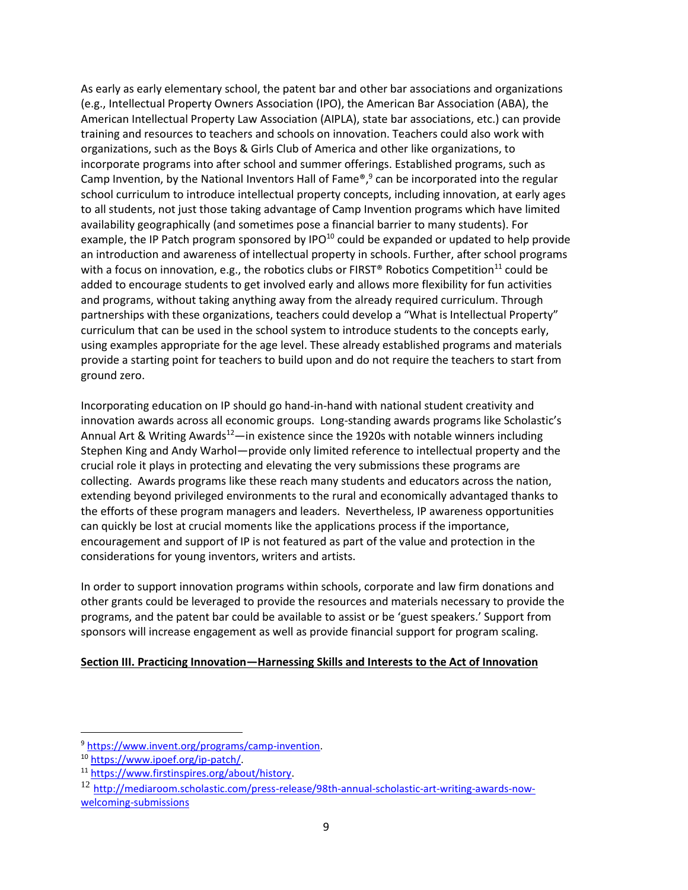As early as early elementary school, the patent bar and other bar associations and organizations (e.g., Intellectual Property Owners Association (IPO), the American Bar Association (ABA), the American Intellectual Property Law Association (AIPLA), state bar associations, etc.) can provide training and resources to teachers and schools on innovation. Teachers could also work with organizations, such as the Boys & Girls Club of America and other like organizations, to incorporate programs into after school and summer offerings. Established programs, such as Camp Invention, by the National Inventors Hall of Fame®,[9] can be incorporated into the regular school curriculum to introduce intellectual property concepts, including innovation, at early ages to all students, not just those taking advantage of Camp Invention programs which have limited availability geographically (and sometimes pose a financial barrier to many students). For example, the IP Patch program sponsored by IPO[10] could be expanded or updated to help provide an introduction and awareness of intellectual property in schools. Further, after school programs with a focus on innovation, e.g., the robotics clubs or FIRST® Robotics Competition[11] could be added to encourage students to get involved early and allows more flexibility for fun activities and programs, without taking anything away from the already required curriculum. Through partnerships with these organizations, teachers could develop a "What is Intellectual Property" curriculum that can be used in the school system to introduce students to the concepts early, using examples appropriate for the age level. These already established programs and materials provide a starting point for teachers to build upon and do not require the teachers to start from ground zero.

Incorporating education on IP should go hand-in-hand with national student creativity and innovation awards across all economic groups. Long-standing awards programs like Scholastic's Annual Art & Writing Awards[12]—in existence since the 1920s with notable winners including Stephen King and Andy Warhol—provide only limited reference to intellectual property and the crucial role it plays in protecting and elevating the very submissions these programs are collecting. Awards programs like these reach many students and educators across the nation, extending beyond privileged environments to the rural and economically advantaged thanks to the efforts of these program managers and leaders. Nevertheless, IP awareness opportunities can quickly be lost at crucial moments like the applications process if the importance, encouragement and support of IP is not featured as part of the value and protection in the considerations for young inventors, writers and artists.

In order to support innovation programs within schools, corporate and law firm donations and other grants could be leveraged to provide the resources and materials necessary to provide the programs, and the patent bar could be available to assist or be 'guest speakers.' Support from sponsors will increase engagement as well as provide financial support for program scaling.

**Section III. Practicing Innovation—Harnessing Skills and Interests to the Act of Innovation**

---

[9] https://www.invent.org/programs/camp-invention.

[10] https://www.ipoef.org/ip-patch/.

[11] https://www.firstinspires.org/about/history.

[12] http://mediaroom.scholastic.com/press-release/98th-annual-scholastic-art-writing-awards-now-welcoming-submissions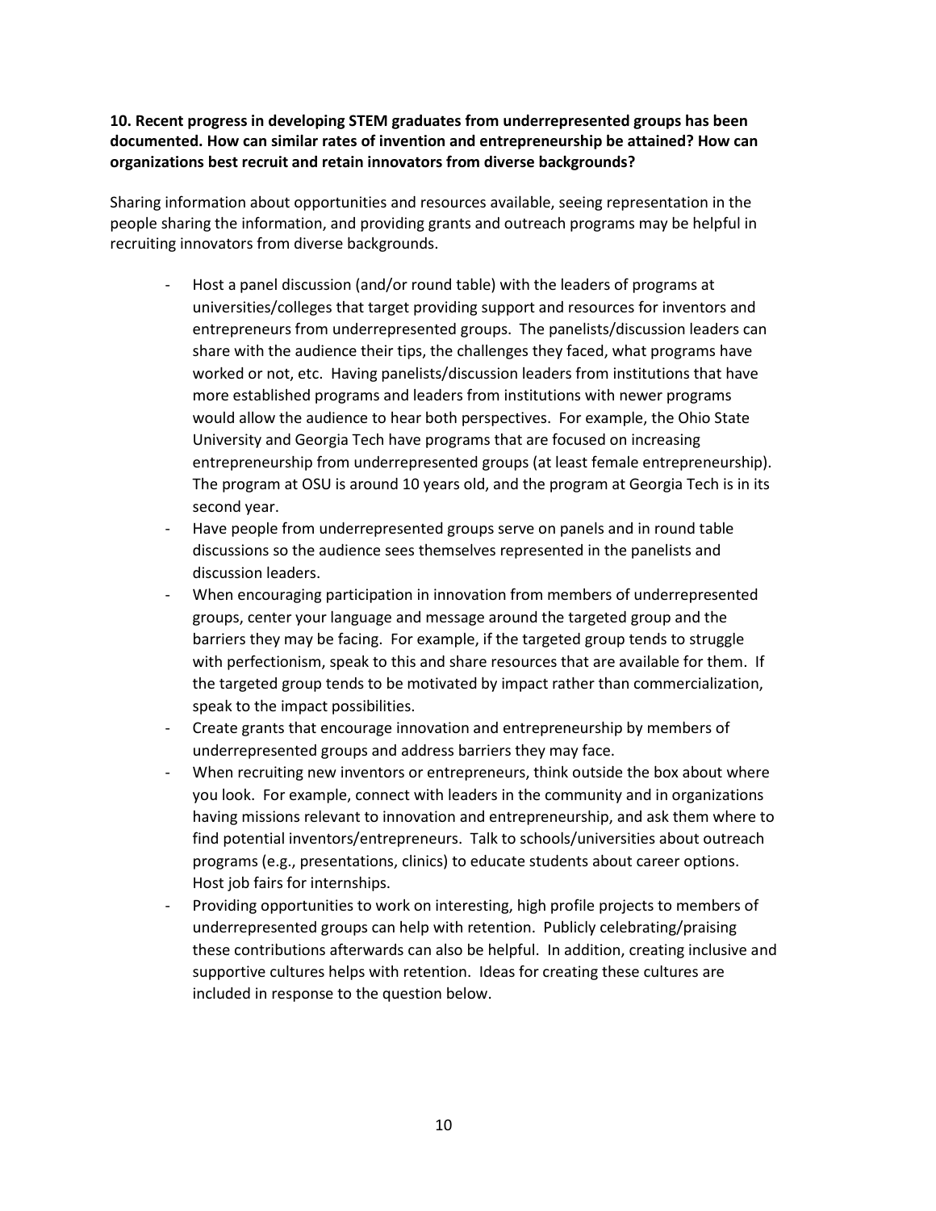**10. Recent progress in developing STEM graduates from underrepresented groups has been documented. How can similar rates of invention and entrepreneurship be attained? How can organizations best recruit and retain innovators from diverse backgrounds?**

Sharing information about opportunities and resources available, seeing representation in the people sharing the information, and providing grants and outreach programs may be helpful in recruiting innovators from diverse backgrounds.

- Host a panel discussion (and/or round table) with the leaders of programs at universities/colleges that target providing support and resources for inventors and entrepreneurs from underrepresented groups. The panelists/discussion leaders can share with the audience their tips, the challenges they faced, what programs have worked or not, etc. Having panelists/discussion leaders from institutions that have more established programs and leaders from institutions with newer programs would allow the audience to hear both perspectives. For example, the Ohio State University and Georgia Tech have programs that are focused on increasing entrepreneurship from underrepresented groups (at least female entrepreneurship). The program at OSU is around 10 years old, and the program at Georgia Tech is in its second year.
- Have people from underrepresented groups serve on panels and in round table discussions so the audience sees themselves represented in the panelists and discussion leaders.
- When encouraging participation in innovation from members of underrepresented groups, center your language and message around the targeted group and the barriers they may be facing. For example, if the targeted group tends to struggle with perfectionism, speak to this and share resources that are available for them. If the targeted group tends to be motivated by impact rather than commercialization, speak to the impact possibilities.
- Create grants that encourage innovation and entrepreneurship by members of underrepresented groups and address barriers they may face.
- When recruiting new inventors or entrepreneurs, think outside the box about where you look. For example, connect with leaders in the community and in organizations having missions relevant to innovation and entrepreneurship, and ask them where to find potential inventors/entrepreneurs. Talk to schools/universities about outreach programs (e.g., presentations, clinics) to educate students about career options. Host job fairs for internships.
- Providing opportunities to work on interesting, high profile projects to members of underrepresented groups can help with retention. Publicly celebrating/praising these contributions afterwards can also be helpful. In addition, creating inclusive and supportive cultures helps with retention. Ideas for creating these cultures are included in response to the question below.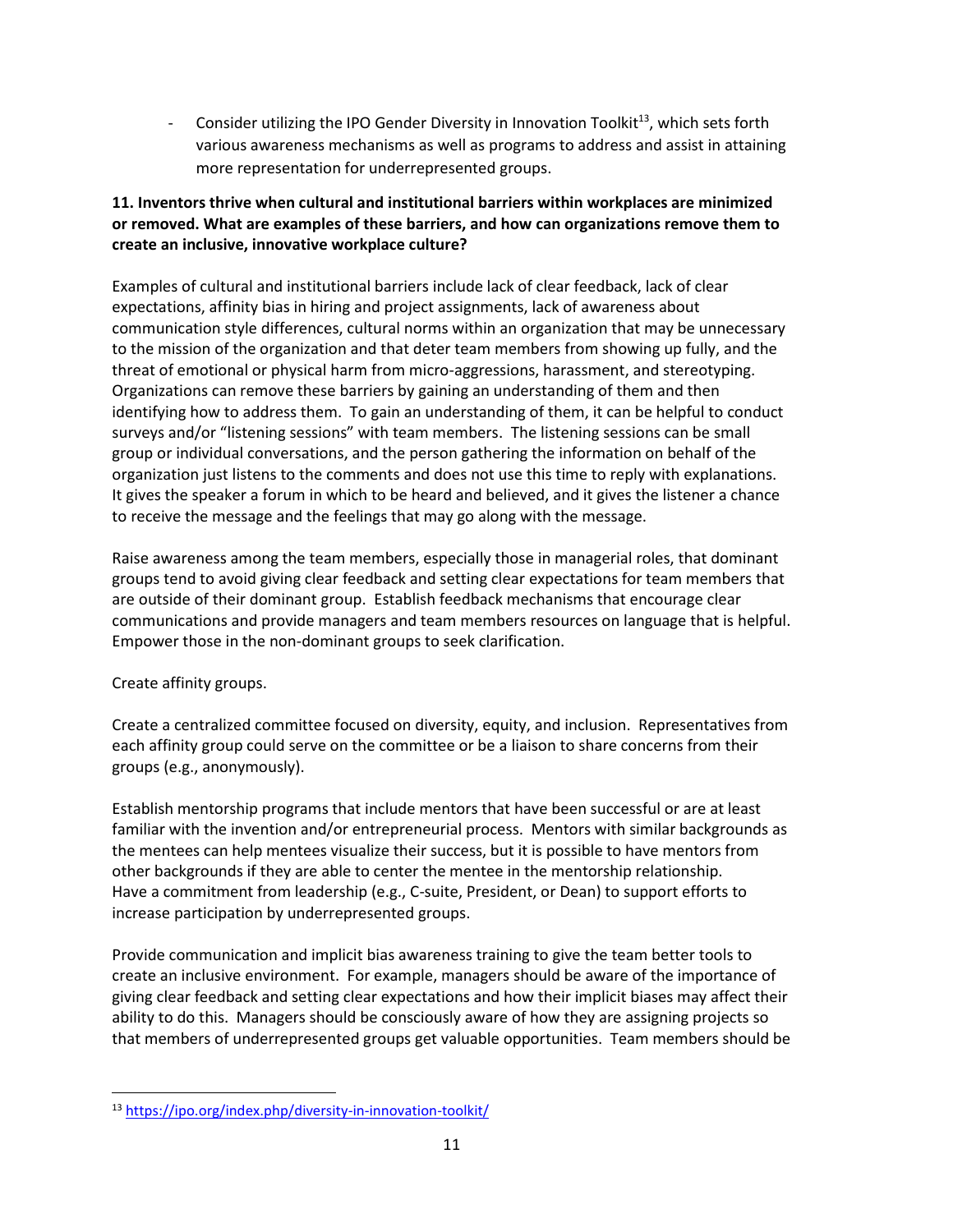- Consider utilizing the IPO Gender Diversity in Innovation Toolkit[13], which sets forth various awareness mechanisms as well as programs to address and assist in attaining more representation for underrepresented groups.

**11. Inventors thrive when cultural and institutional barriers within workplaces are minimized or removed. What are examples of these barriers, and how can organizations remove them to create an inclusive, innovative workplace culture?**

Examples of cultural and institutional barriers include lack of clear feedback, lack of clear expectations, affinity bias in hiring and project assignments, lack of awareness about communication style differences, cultural norms within an organization that may be unnecessary to the mission of the organization and that deter team members from showing up fully, and the threat of emotional or physical harm from micro-aggressions, harassment, and stereotyping. Organizations can remove these barriers by gaining an understanding of them and then identifying how to address them. To gain an understanding of them, it can be helpful to conduct surveys and/or "listening sessions" with team members. The listening sessions can be small group or individual conversations, and the person gathering the information on behalf of the organization just listens to the comments and does not use this time to reply with explanations. It gives the speaker a forum in which to be heard and believed, and it gives the listener a chance to receive the message and the feelings that may go along with the message.

Raise awareness among the team members, especially those in managerial roles, that dominant groups tend to avoid giving clear feedback and setting clear expectations for team members that are outside of their dominant group. Establish feedback mechanisms that encourage clear communications and provide managers and team members resources on language that is helpful. Empower those in the non-dominant groups to seek clarification.

Create affinity groups.

Create a centralized committee focused on diversity, equity, and inclusion. Representatives from each affinity group could serve on the committee or be a liaison to share concerns from their groups (e.g., anonymously).

Establish mentorship programs that include mentors that have been successful or are at least familiar with the invention and/or entrepreneurial process. Mentors with similar backgrounds as the mentees can help mentees visualize their success, but it is possible to have mentors from other backgrounds if they are able to center the mentee in the mentorship relationship. Have a commitment from leadership (e.g., C-suite, President, or Dean) to support efforts to increase participation by underrepresented groups.

Provide communication and implicit bias awareness training to give the team better tools to create an inclusive environment. For example, managers should be aware of the importance of giving clear feedback and setting clear expectations and how their implicit biases may affect their ability to do this. Managers should be consciously aware of how they are assigning projects so that members of underrepresented groups get valuable opportunities. Team members should be

---

[13] https://ipo.org/index.php/diversity-in-innovation-toolkit/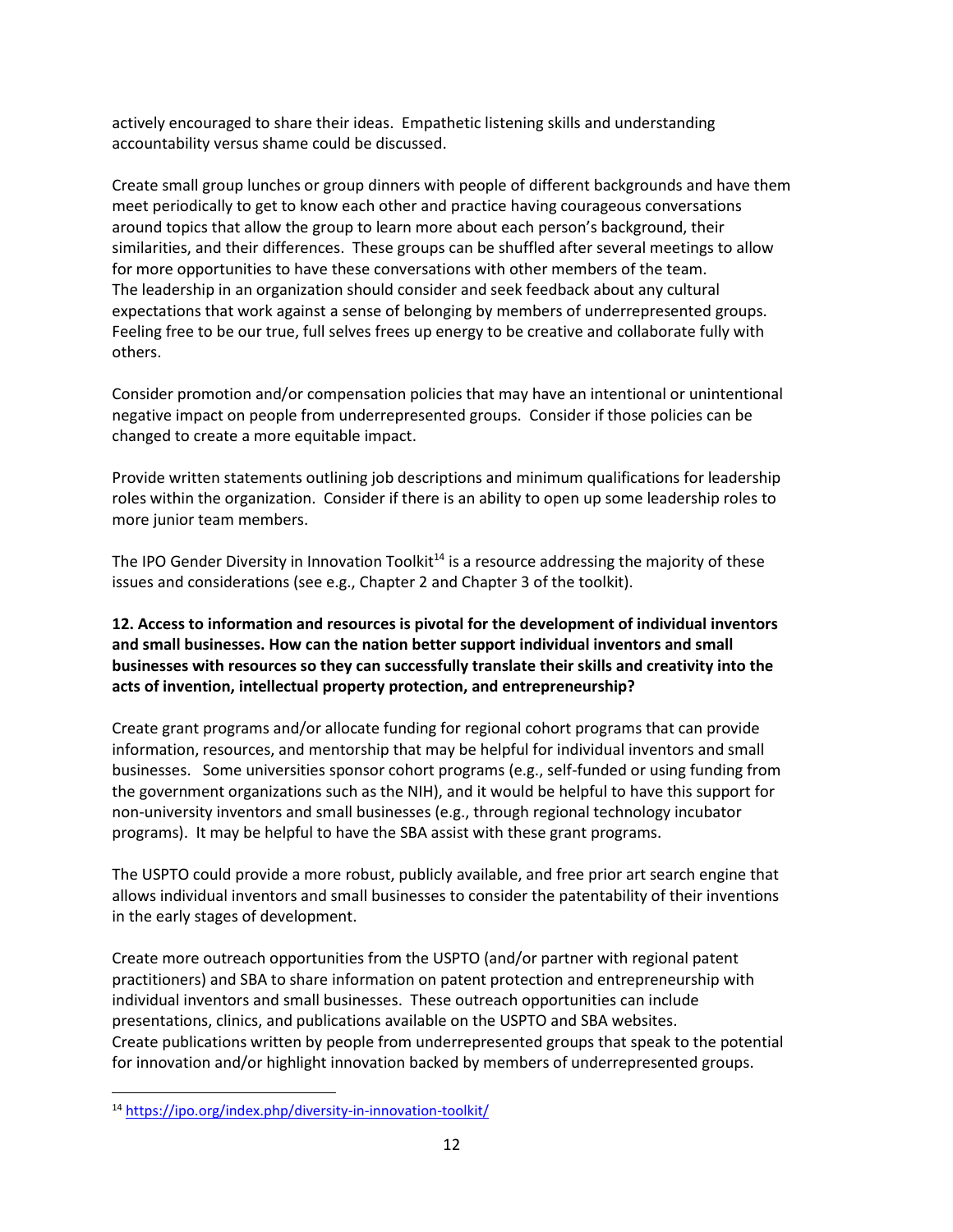actively encouraged to share their ideas. Empathetic listening skills and understanding accountability versus shame could be discussed.

Create small group lunches or group dinners with people of different backgrounds and have them meet periodically to get to know each other and practice having courageous conversations around topics that allow the group to learn more about each person's background, their similarities, and their differences. These groups can be shuffled after several meetings to allow for more opportunities to have these conversations with other members of the team.
The leadership in an organization should consider and seek feedback about any cultural expectations that work against a sense of belonging by members of underrepresented groups. Feeling free to be our true, full selves frees up energy to be creative and collaborate fully with others.

Consider promotion and/or compensation policies that may have an intentional or unintentional negative impact on people from underrepresented groups. Consider if those policies can be changed to create a more equitable impact.

Provide written statements outlining job descriptions and minimum qualifications for leadership roles within the organization. Consider if there is an ability to open up some leadership roles to more junior team members.

The IPO Gender Diversity in Innovation Toolkit[14] is a resource addressing the majority of these issues and considerations (see e.g., Chapter 2 and Chapter 3 of the toolkit).

**12. Access to information and resources is pivotal for the development of individual inventors and small businesses. How can the nation better support individual inventors and small businesses with resources so they can successfully translate their skills and creativity into the acts of invention, intellectual property protection, and entrepreneurship?**

Create grant programs and/or allocate funding for regional cohort programs that can provide information, resources, and mentorship that may be helpful for individual inventors and small businesses. Some universities sponsor cohort programs (e.g., self-funded or using funding from the government organizations such as the NIH), and it would be helpful to have this support for non-university inventors and small businesses (e.g., through regional technology incubator programs). It may be helpful to have the SBA assist with these grant programs.

The USPTO could provide a more robust, publicly available, and free prior art search engine that allows individual inventors and small businesses to consider the patentability of their inventions in the early stages of development.

Create more outreach opportunities from the USPTO (and/or partner with regional patent practitioners) and SBA to share information on patent protection and entrepreneurship with individual inventors and small businesses. These outreach opportunities can include presentations, clinics, and publications available on the USPTO and SBA websites.
Create publications written by people from underrepresented groups that speak to the potential for innovation and/or highlight innovation backed by members of underrepresented groups.

[14] https://ipo.org/index.php/diversity-in-innovation-toolkit/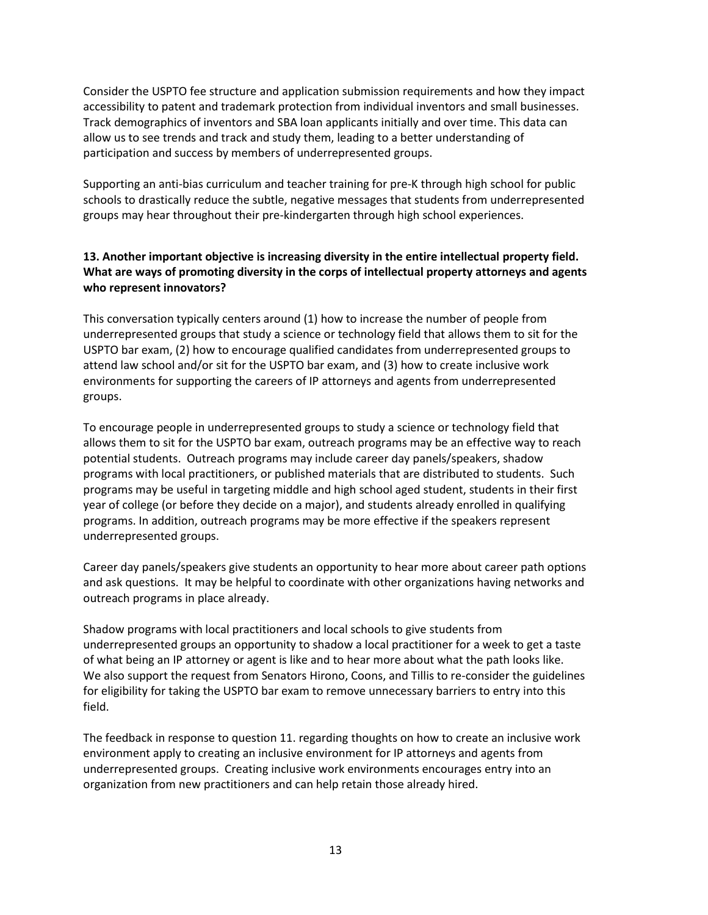Consider the USPTO fee structure and application submission requirements and how they impact accessibility to patent and trademark protection from individual inventors and small businesses. Track demographics of inventors and SBA loan applicants initially and over time. This data can allow us to see trends and track and study them, leading to a better understanding of participation and success by members of underrepresented groups.

Supporting an anti-bias curriculum and teacher training for pre-K through high school for public schools to drastically reduce the subtle, negative messages that students from underrepresented groups may hear throughout their pre-kindergarten through high school experiences.

**13. Another important objective is increasing diversity in the entire intellectual property field. What are ways of promoting diversity in the corps of intellectual property attorneys and agents who represent innovators?**

This conversation typically centers around (1) how to increase the number of people from underrepresented groups that study a science or technology field that allows them to sit for the USPTO bar exam, (2) how to encourage qualified candidates from underrepresented groups to attend law school and/or sit for the USPTO bar exam, and (3) how to create inclusive work environments for supporting the careers of IP attorneys and agents from underrepresented groups.

To encourage people in underrepresented groups to study a science or technology field that allows them to sit for the USPTO bar exam, outreach programs may be an effective way to reach potential students. Outreach programs may include career day panels/speakers, shadow programs with local practitioners, or published materials that are distributed to students. Such programs may be useful in targeting middle and high school aged student, students in their first year of college (or before they decide on a major), and students already enrolled in qualifying programs. In addition, outreach programs may be more effective if the speakers represent underrepresented groups.

Career day panels/speakers give students an opportunity to hear more about career path options and ask questions. It may be helpful to coordinate with other organizations having networks and outreach programs in place already.

Shadow programs with local practitioners and local schools to give students from underrepresented groups an opportunity to shadow a local practitioner for a week to get a taste of what being an IP attorney or agent is like and to hear more about what the path looks like. We also support the request from Senators Hirono, Coons, and Tillis to re-consider the guidelines for eligibility for taking the USPTO bar exam to remove unnecessary barriers to entry into this field.

The feedback in response to question 11. regarding thoughts on how to create an inclusive work environment apply to creating an inclusive environment for IP attorneys and agents from underrepresented groups. Creating inclusive work environments encourages entry into an organization from new practitioners and can help retain those already hired.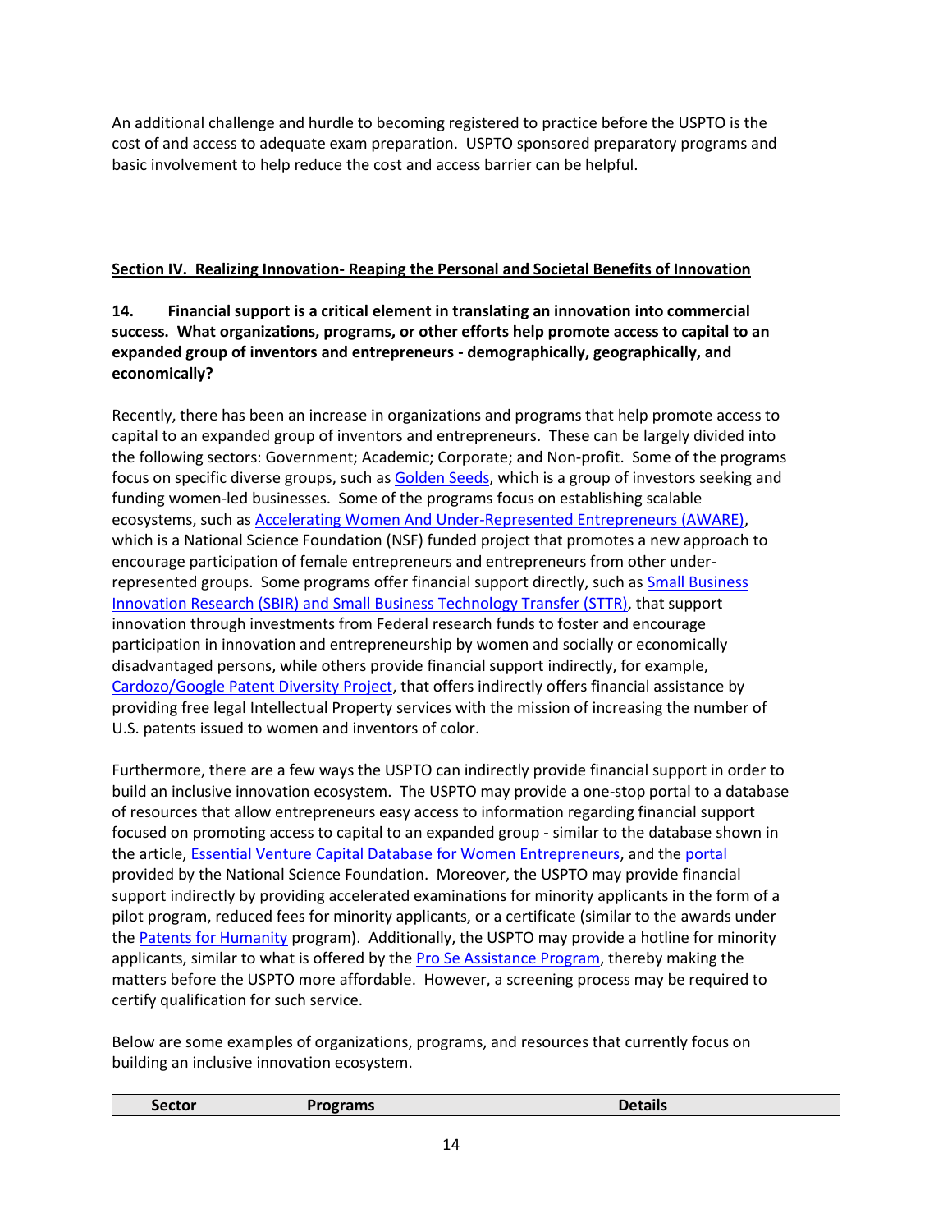An additional challenge and hurdle to becoming registered to practice before the USPTO is the cost of and access to adequate exam preparation. USPTO sponsored preparatory programs and basic involvement to help reduce the cost and access barrier can be helpful.

## Section IV. Realizing Innovation- Reaping the Personal and Societal Benefits of Innovation

**14. Financial support is a critical element in translating an innovation into commercial success. What organizations, programs, or other efforts help promote access to capital to an expanded group of inventors and entrepreneurs - demographically, geographically, and economically?**

Recently, there has been an increase in organizations and programs that help promote access to capital to an expanded group of inventors and entrepreneurs. These can be largely divided into the following sectors: Government; Academic; Corporate; and Non-profit. Some of the programs focus on specific diverse groups, such as Golden Seeds, which is a group of investors seeking and funding women-led businesses. Some of the programs focus on establishing scalable ecosystems, such as Accelerating Women And Under-Represented Entrepreneurs (AWARE), which is a National Science Foundation (NSF) funded project that promotes a new approach to encourage participation of female entrepreneurs and entrepreneurs from other under-represented groups. Some programs offer financial support directly, such as Small Business Innovation Research (SBIR) and Small Business Technology Transfer (STTR), that support innovation through investments from Federal research funds to foster and encourage participation in innovation and entrepreneurship by women and socially or economically disadvantaged persons, while others provide financial support indirectly, for example, Cardozo/Google Patent Diversity Project, that offers indirectly offers financial assistance by providing free legal Intellectual Property services with the mission of increasing the number of U.S. patents issued to women and inventors of color.

Furthermore, there are a few ways the USPTO can indirectly provide financial support in order to build an inclusive innovation ecosystem. The USPTO may provide a one-stop portal to a database of resources that allow entrepreneurs easy access to information regarding financial support focused on promoting access to capital to an expanded group - similar to the database shown in the article, Essential Venture Capital Database for Women Entrepreneurs, and the portal provided by the National Science Foundation. Moreover, the USPTO may provide financial support indirectly by providing accelerated examinations for minority applicants in the form of a pilot program, reduced fees for minority applicants, or a certificate (similar to the awards under the Patents for Humanity program). Additionally, the USPTO may provide a hotline for minority applicants, similar to what is offered by the Pro Se Assistance Program, thereby making the matters before the USPTO more affordable. However, a screening process may be required to certify qualification for such service.

Below are some examples of organizations, programs, and resources that currently focus on building an inclusive innovation ecosystem.

| Sector | Programs | Details |
|---|---|---|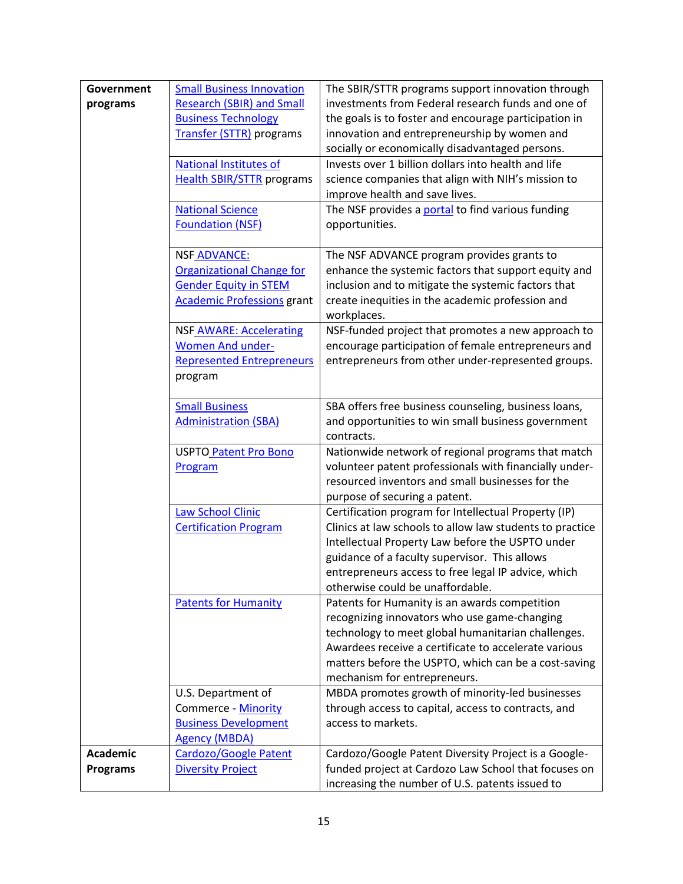| | | |
|---|---|---|
| **Government programs** | Small Business Innovation Research (SBIR) and Small Business Technology Transfer (STTR) programs | The SBIR/STTR programs support innovation through investments from Federal research funds and one of the goals is to foster and encourage participation in innovation and entrepreneurship by women and socially or economically disadvantaged persons. |
| | National Institutes of Health SBIR/STTR programs | Invests over 1 billion dollars into health and life science companies that align with NIH's mission to improve health and save lives. |
| | National Science Foundation (NSF) | The NSF provides a portal to find various funding opportunities. |
| | NSF ADVANCE: Organizational Change for Gender Equity in STEM Academic Professions grant | The NSF ADVANCE program provides grants to enhance the systemic factors that support equity and inclusion and to mitigate the systemic factors that create inequities in the academic profession and workplaces. |
| | NSF AWARE: Accelerating Women And under-Represented Entrepreneurs program | NSF-funded project that promotes a new approach to encourage participation of female entrepreneurs and entrepreneurs from other under-represented groups. |
| | Small Business Administration (SBA) | SBA offers free business counseling, business loans, and opportunities to win small business government contracts. |
| | USPTO Patent Pro Bono Program | Nationwide network of regional programs that match volunteer patent professionals with financially under-resourced inventors and small businesses for the purpose of securing a patent. |
| | Law School Clinic Certification Program | Certification program for Intellectual Property (IP) Clinics at law schools to allow law students to practice Intellectual Property Law before the USPTO under guidance of a faculty supervisor. This allows entrepreneurs access to free legal IP advice, which otherwise could be unaffordable. |
| | Patents for Humanity | Patents for Humanity is an awards competition recognizing innovators who use game-changing technology to meet global humanitarian challenges. Awardees receive a certificate to accelerate various matters before the USPTO, which can be a cost-saving mechanism for entrepreneurs. |
| | U.S. Department of Commerce - Minority Business Development Agency (MBDA) | MBDA promotes growth of minority-led businesses through access to capital, access to contracts, and access to markets. |
| **Academic Programs** | Cardozo/Google Patent Diversity Project | Cardozo/Google Patent Diversity Project is a Google-funded project at Cardozo Law School that focuses on increasing the number of U.S. patents issued to |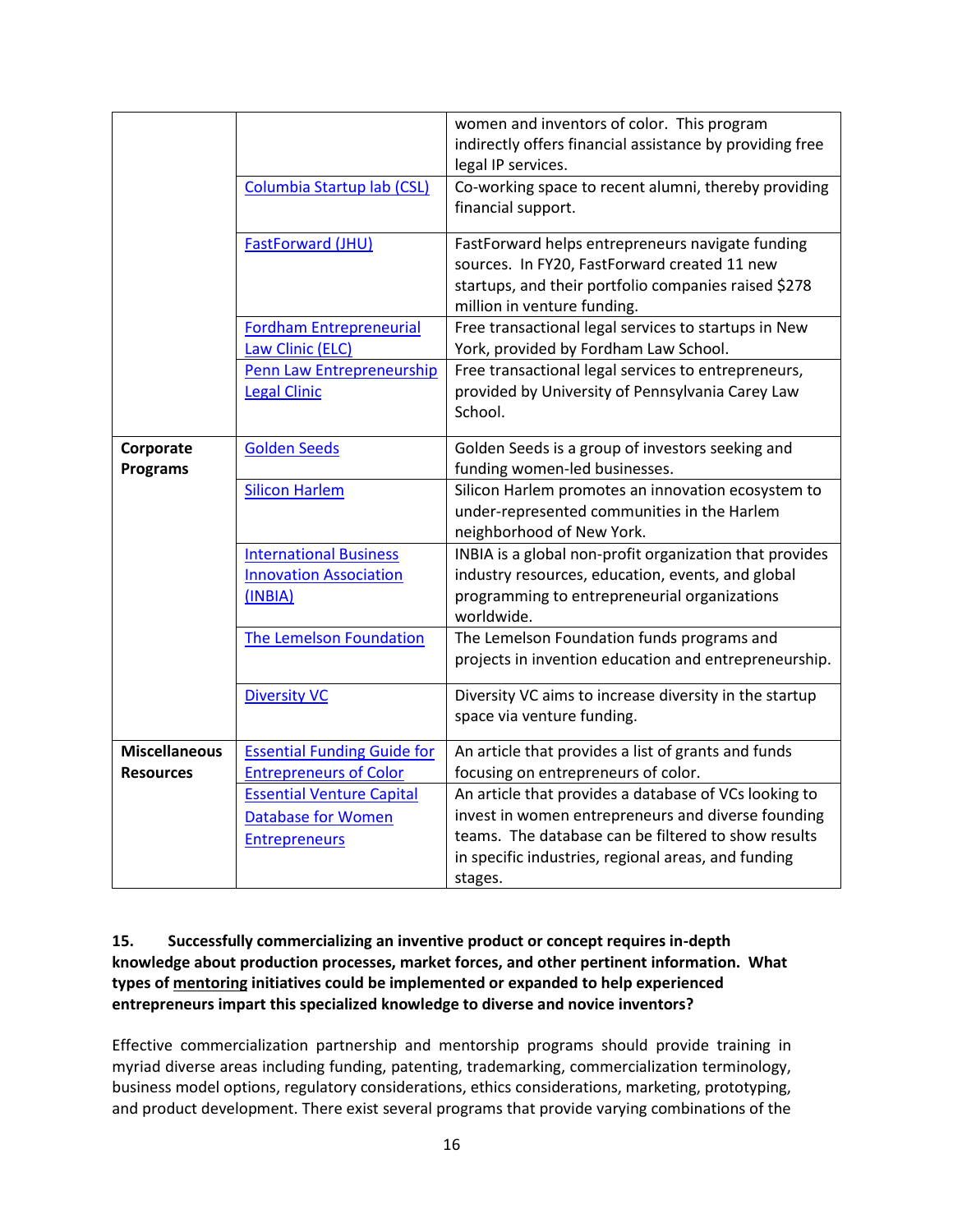| | | |
|---|---|---|
| | | women and inventors of color. This program indirectly offers financial assistance by providing free legal IP services. |
| | Columbia Startup lab (CSL) | Co-working space to recent alumni, thereby providing financial support. |
| | FastForward (JHU) | FastForward helps entrepreneurs navigate funding sources. In FY20, FastForward created 11 new startups, and their portfolio companies raised $278 million in venture funding. |
| | Fordham Entrepreneurial Law Clinic (ELC) | Free transactional legal services to startups in New York, provided by Fordham Law School. |
| | Penn Law Entrepreneurship Legal Clinic | Free transactional legal services to entrepreneurs, provided by University of Pennsylvania Carey Law School. |
| **Corporate Programs** | Golden Seeds | Golden Seeds is a group of investors seeking and funding women-led businesses. |
| | Silicon Harlem | Silicon Harlem promotes an innovation ecosystem to under-represented communities in the Harlem neighborhood of New York. |
| | International Business Innovation Association (INBIA) | INBIA is a global non-profit organization that provides industry resources, education, events, and global programming to entrepreneurial organizations worldwide. |
| | The Lemelson Foundation | The Lemelson Foundation funds programs and projects in invention education and entrepreneurship. |
| | Diversity VC | Diversity VC aims to increase diversity in the startup space via venture funding. |
| **Miscellaneous Resources** | Essential Funding Guide for Entrepreneurs of Color | An article that provides a list of grants and funds focusing on entrepreneurs of color. |
| | Essential Venture Capital Database for Women Entrepreneurs | An article that provides a database of VCs looking to invest in women entrepreneurs and diverse founding teams. The database can be filtered to show results in specific industries, regional areas, and funding stages. |

**15. Successfully commercializing an inventive product or concept requires in-depth knowledge about production processes, market forces, and other pertinent information. What types of <u>mentoring</u> initiatives could be implemented or expanded to help experienced entrepreneurs impart this specialized knowledge to diverse and novice inventors?**

Effective commercialization partnership and mentorship programs should provide training in myriad diverse areas including funding, patenting, trademarking, commercialization terminology, business model options, regulatory considerations, ethics considerations, marketing, prototyping, and product development. There exist several programs that provide varying combinations of the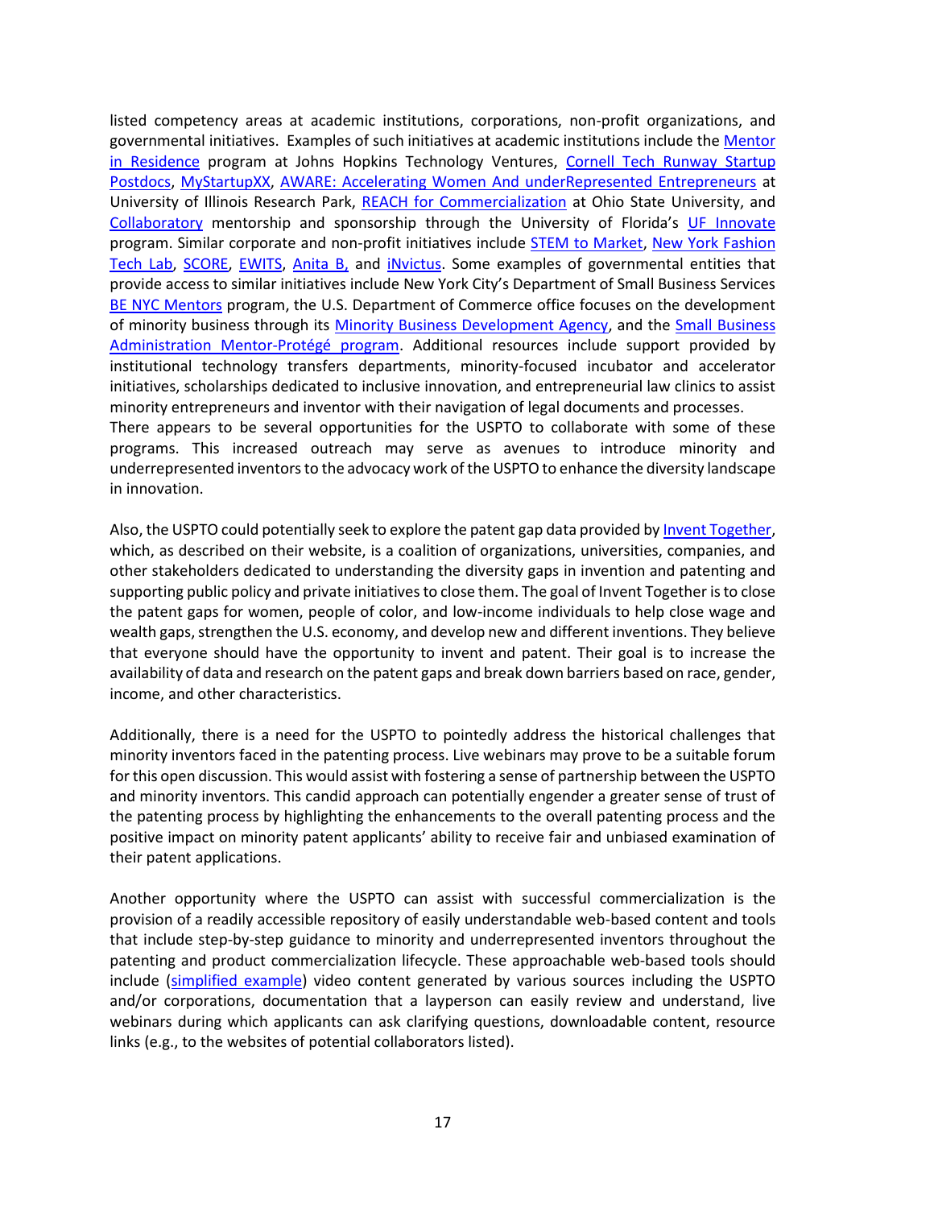listed competency areas at academic institutions, corporations, non-profit organizations, and governmental initiatives. Examples of such initiatives at academic institutions include the Mentor in Residence program at Johns Hopkins Technology Ventures, Cornell Tech Runway Startup Postdocs, MyStartupXX, AWARE: Accelerating Women And underRepresented Entrepreneurs at University of Illinois Research Park, REACH for Commercialization at Ohio State University, and Collaboratory mentorship and sponsorship through the University of Florida's UF Innovate program. Similar corporate and non-profit initiatives include STEM to Market, New York Fashion Tech Lab, SCORE, EWITS, Anita B, and iNvictus. Some examples of governmental entities that provide access to similar initiatives include New York City's Department of Small Business Services BE NYC Mentors program, the U.S. Department of Commerce office focuses on the development of minority business through its Minority Business Development Agency, and the Small Business Administration Mentor-Protégé program. Additional resources include support provided by institutional technology transfers departments, minority-focused incubator and accelerator initiatives, scholarships dedicated to inclusive innovation, and entrepreneurial law clinics to assist minority entrepreneurs and inventor with their navigation of legal documents and processes.
There appears to be several opportunities for the USPTO to collaborate with some of these programs. This increased outreach may serve as avenues to introduce minority and underrepresented inventors to the advocacy work of the USPTO to enhance the diversity landscape in innovation.

Also, the USPTO could potentially seek to explore the patent gap data provided by Invent Together, which, as described on their website, is a coalition of organizations, universities, companies, and other stakeholders dedicated to understanding the diversity gaps in invention and patenting and supporting public policy and private initiatives to close them. The goal of Invent Together is to close the patent gaps for women, people of color, and low-income individuals to help close wage and wealth gaps, strengthen the U.S. economy, and develop new and different inventions. They believe that everyone should have the opportunity to invent and patent. Their goal is to increase the availability of data and research on the patent gaps and break down barriers based on race, gender, income, and other characteristics.

Additionally, there is a need for the USPTO to pointedly address the historical challenges that minority inventors faced in the patenting process. Live webinars may prove to be a suitable forum for this open discussion. This would assist with fostering a sense of partnership between the USPTO and minority inventors. This candid approach can potentially engender a greater sense of trust of the patenting process by highlighting the enhancements to the overall patenting process and the positive impact on minority patent applicants' ability to receive fair and unbiased examination of their patent applications.

Another opportunity where the USPTO can assist with successful commercialization is the provision of a readily accessible repository of easily understandable web-based content and tools that include step-by-step guidance to minority and underrepresented inventors throughout the patenting and product commercialization lifecycle. These approachable web-based tools should include (simplified example) video content generated by various sources including the USPTO and/or corporations, documentation that a layperson can easily review and understand, live webinars during which applicants can ask clarifying questions, downloadable content, resource links (e.g., to the websites of potential collaborators listed).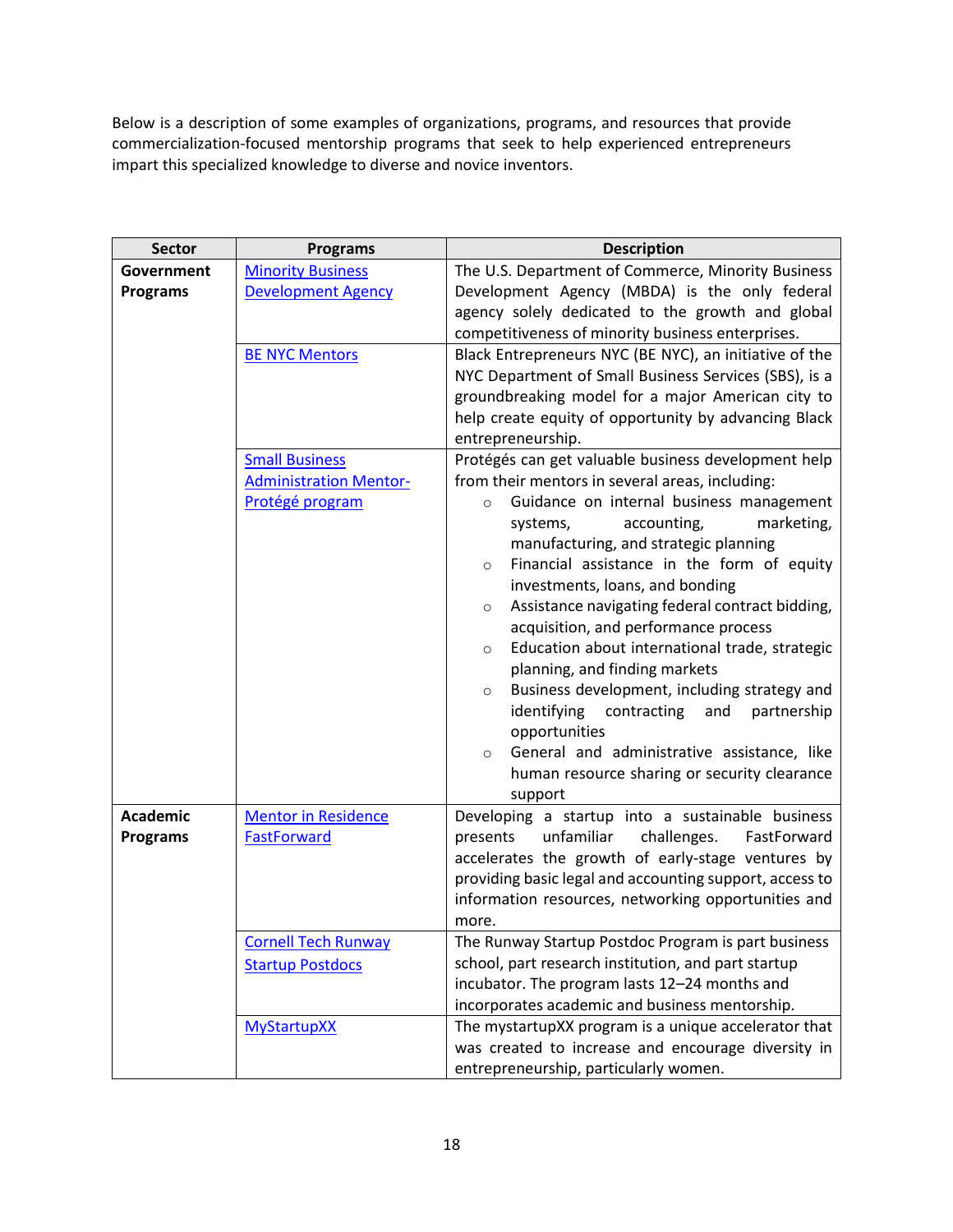Below is a description of some examples of organizations, programs, and resources that provide commercialization-focused mentorship programs that seek to help experienced entrepreneurs impart this specialized knowledge to diverse and novice inventors.

| Sector | Programs | Description |
|---|---|---|
| **Government Programs** | Minority Business Development Agency | The U.S. Department of Commerce, Minority Business Development Agency (MBDA) is the only federal agency solely dedicated to the growth and global competitiveness of minority business enterprises. |
| | BE NYC Mentors | Black Entrepreneurs NYC (BE NYC), an initiative of the NYC Department of Small Business Services (SBS), is a groundbreaking model for a major American city to help create equity of opportunity by advancing Black entrepreneurship. |
| | Small Business Administration Mentor-Protégé program | Protégés can get valuable business development help from their mentors in several areas, including:<br>◦ Guidance on internal business management systems, accounting, marketing, manufacturing, and strategic planning<br>◦ Financial assistance in the form of equity investments, loans, and bonding<br>◦ Assistance navigating federal contract bidding, acquisition, and performance process<br>◦ Education about international trade, strategic planning, and finding markets<br>◦ Business development, including strategy and identifying contracting and partnership opportunities<br>◦ General and administrative assistance, like human resource sharing or security clearance support |
| **Academic Programs** | Mentor in Residence FastForward | Developing a startup into a sustainable business presents unfamiliar challenges. FastForward accelerates the growth of early-stage ventures by providing basic legal and accounting support, access to information resources, networking opportunities and more. |
| | Cornell Tech Runway Startup Postdocs | The Runway Startup Postdoc Program is part business school, part research institution, and part startup incubator. The program lasts 12–24 months and incorporates academic and business mentorship. |
| | MyStartupXX | The mystartupXX program is a unique accelerator that was created to increase and encourage diversity in entrepreneurship, particularly women. |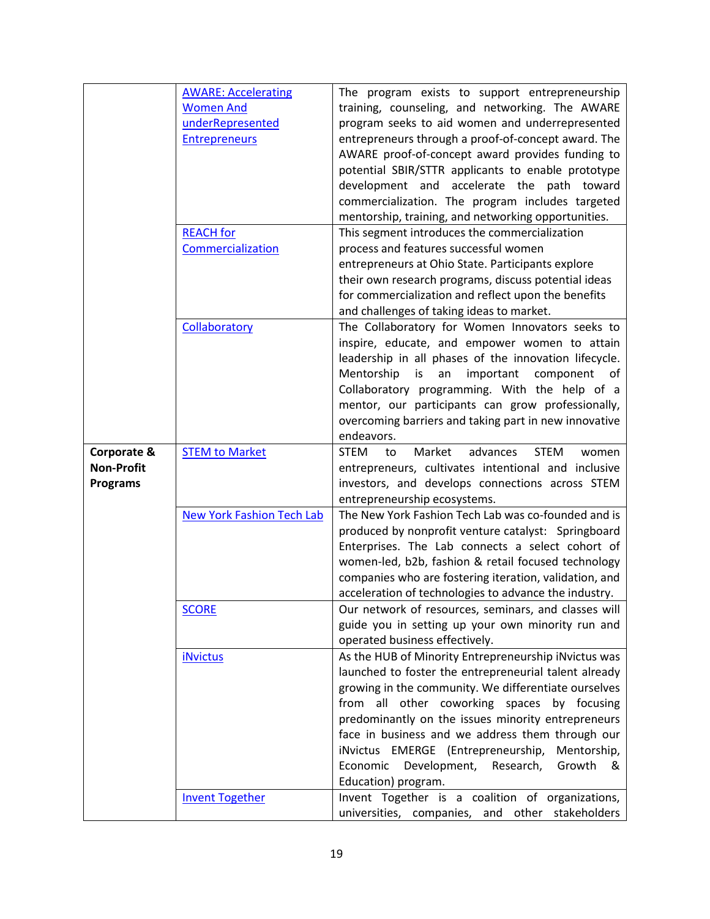| | | |
|---|---|---|
| | AWARE: Accelerating Women And underRepresented Entrepreneurs | The program exists to support entrepreneurship training, counseling, and networking. The AWARE program seeks to aid women and underrepresented entrepreneurs through a proof-of-concept award. The AWARE proof-of-concept award provides funding to potential SBIR/STTR applicants to enable prototype development and accelerate the path toward commercialization. The program includes targeted mentorship, training, and networking opportunities. |
| | REACH for Commercialization | This segment introduces the commercialization process and features successful women entrepreneurs at Ohio State. Participants explore their own research programs, discuss potential ideas for commercialization and reflect upon the benefits and challenges of taking ideas to market. |
| | Collaboratory | The Collaboratory for Women Innovators seeks to inspire, educate, and empower women to attain leadership in all phases of the innovation lifecycle. Mentorship is an important component of Collaboratory programming. With the help of a mentor, our participants can grow professionally, overcoming barriers and taking part in new innovative endeavors. |
| **Corporate & Non-Profit Programs** | STEM to Market | STEM to Market advances STEM women entrepreneurs, cultivates intentional and inclusive investors, and develops connections across STEM entrepreneurship ecosystems. |
| | New York Fashion Tech Lab | The New York Fashion Tech Lab was co-founded and is produced by nonprofit venture catalyst: Springboard Enterprises. The Lab connects a select cohort of women-led, b2b, fashion & retail focused technology companies who are fostering iteration, validation, and acceleration of technologies to advance the industry. |
| | SCORE | Our network of resources, seminars, and classes will guide you in setting up your own minority run and operated business effectively. |
| | iNvictus | As the HUB of Minority Entrepreneurship iNvictus was launched to foster the entrepreneurial talent already growing in the community. We differentiate ourselves from all other coworking spaces by focusing predominantly on the issues minority entrepreneurs face in business and we address them through our iNvictus EMERGE (Entrepreneurship, Mentorship, Economic Development, Research, Growth & Education) program. |
| | Invent Together | Invent Together is a coalition of organizations, universities, companies, and other stakeholders |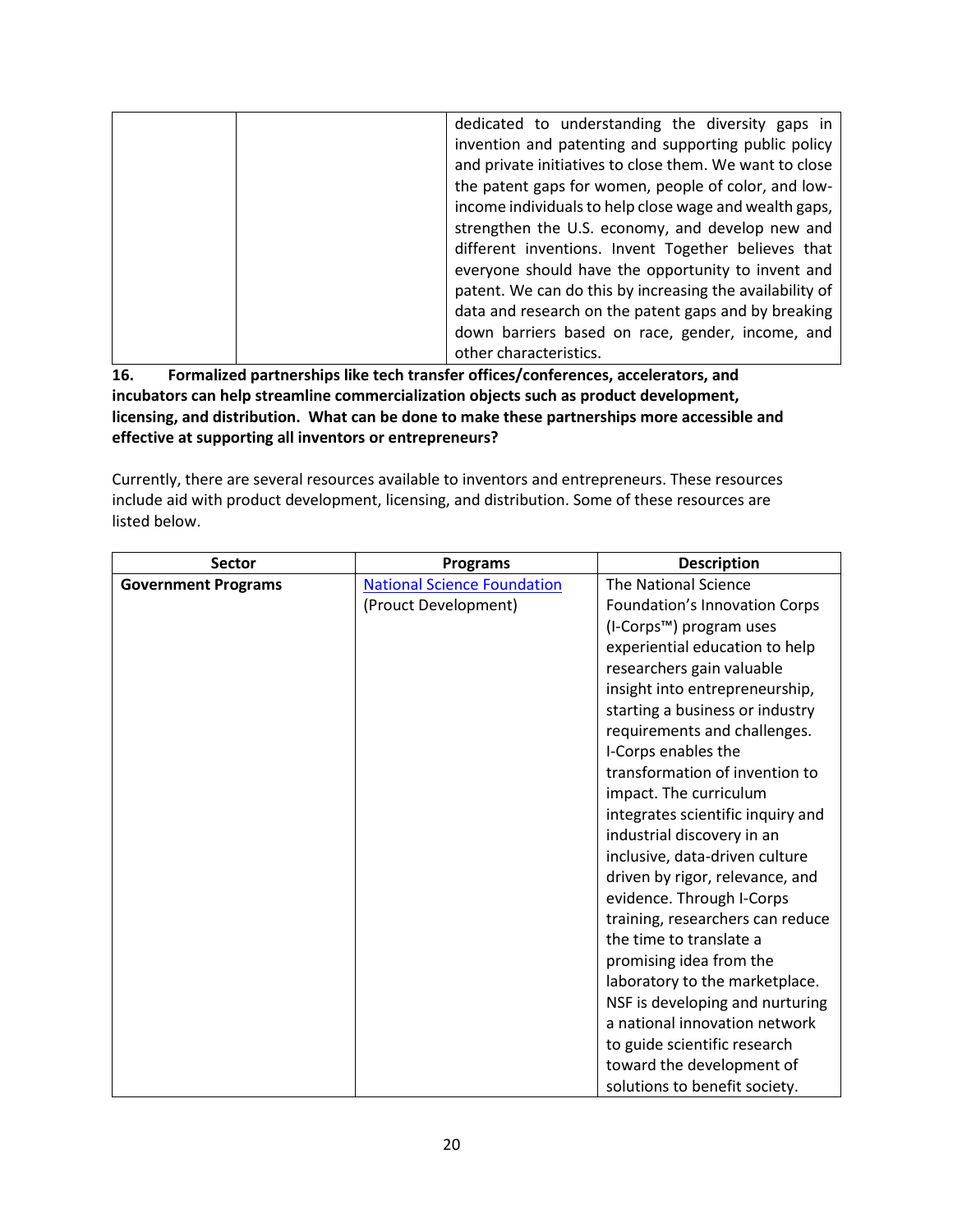| | | dedicated to understanding the diversity gaps in invention and patenting and supporting public policy and private initiatives to close them. We want to close the patent gaps for women, people of color, and low-income individuals to help close wage and wealth gaps, strengthen the U.S. economy, and develop new and different inventions. Invent Together believes that everyone should have the opportunity to invent and patent. We can do this by increasing the availability of data and research on the patent gaps and by breaking down barriers based on race, gender, income, and other characteristics. |
|---|---|---|

**16. Formalized partnerships like tech transfer offices/conferences, accelerators, and incubators can help streamline commercialization objects such as product development, licensing, and distribution. What can be done to make these partnerships more accessible and effective at supporting all inventors or entrepreneurs?**

Currently, there are several resources available to inventors and entrepreneurs. These resources include aid with product development, licensing, and distribution. Some of these resources are listed below.

| Sector | Programs | Description |
|---|---|---|
| **Government Programs** | National Science Foundation (Prouct Development) | The National Science Foundation's Innovation Corps (I-Corps™) program uses experiential education to help researchers gain valuable insight into entrepreneurship, starting a business or industry requirements and challenges. I-Corps enables the transformation of invention to impact. The curriculum integrates scientific inquiry and industrial discovery in an inclusive, data-driven culture driven by rigor, relevance, and evidence. Through I-Corps training, researchers can reduce the time to translate a promising idea from the laboratory to the marketplace. NSF is developing and nurturing a national innovation network to guide scientific research toward the development of solutions to benefit society. |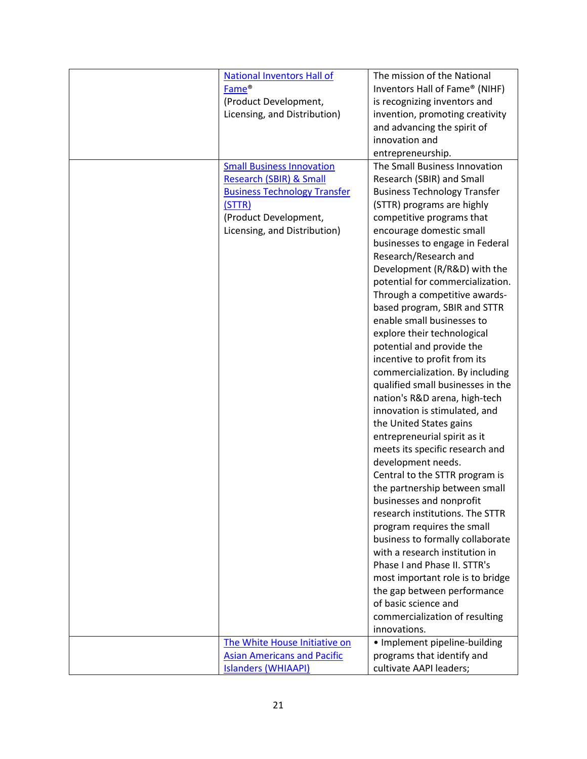| | | |
|---|---|---|
| | National Inventors Hall of Fame® (Product Development, Licensing, and Distribution) | The mission of the National Inventors Hall of Fame® (NIHF) is recognizing inventors and invention, promoting creativity and advancing the spirit of innovation and entrepreneurship. |
| | Small Business Innovation Research (SBIR) & Small Business Technology Transfer (STTR) (Product Development, Licensing, and Distribution) | The Small Business Innovation Research (SBIR) and Small Business Technology Transfer (STTR) programs are highly competitive programs that encourage domestic small businesses to engage in Federal Research/Research and Development (R/R&D) with the potential for commercialization. Through a competitive awards-based program, SBIR and STTR enable small businesses to explore their technological potential and provide the incentive to profit from its commercialization. By including qualified small businesses in the nation's R&D arena, high-tech innovation is stimulated, and the United States gains entrepreneurial spirit as it meets its specific research and development needs. Central to the STTR program is the partnership between small businesses and nonprofit research institutions. The STTR program requires the small business to formally collaborate with a research institution in Phase I and Phase II. STTR's most important role is to bridge the gap between performance of basic science and commercialization of resulting innovations. |
| | The White House Initiative on Asian Americans and Pacific Islanders (WHIAAPI) | • Implement pipeline-building programs that identify and cultivate AAPI leaders; |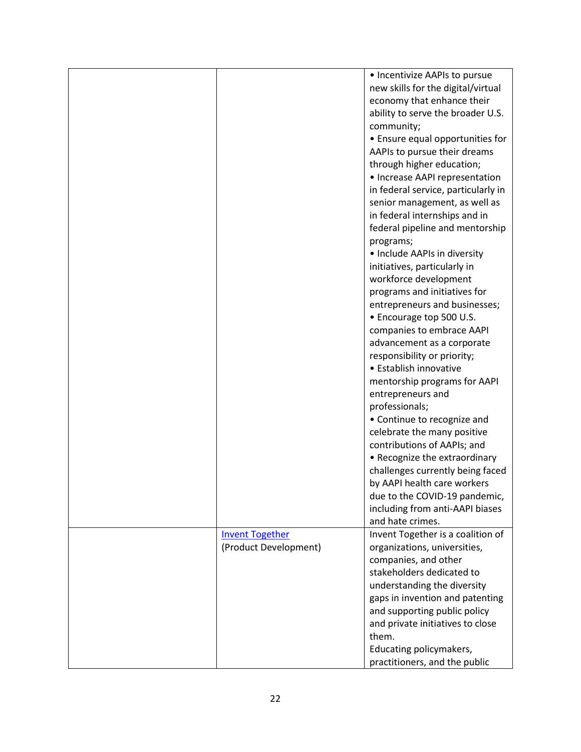| | | |
|---|---|---|
| | | • Incentivize AAPIs to pursue new skills for the digital/virtual economy that enhance their ability to serve the broader U.S. community;<br>• Ensure equal opportunities for AAPIs to pursue their dreams through higher education;<br>• Increase AAPI representation in federal service, particularly in senior management, as well as in federal internships and in federal pipeline and mentorship programs;<br>• Include AAPIs in diversity initiatives, particularly in workforce development programs and initiatives for entrepreneurs and businesses;<br>• Encourage top 500 U.S. companies to embrace AAPI advancement as a corporate responsibility or priority;<br>• Establish innovative mentorship programs for AAPI entrepreneurs and professionals;<br>• Continue to recognize and celebrate the many positive contributions of AAPIs; and<br>• Recognize the extraordinary challenges currently being faced by AAPI health care workers due to the COVID-19 pandemic, including from anti-AAPI biases and hate crimes. |
| | Invent Together<br>(Product Development) | Invent Together is a coalition of organizations, universities, companies, and other stakeholders dedicated to understanding the diversity gaps in invention and patenting and supporting public policy and private initiatives to close them.<br>Educating policymakers, practitioners, and the public |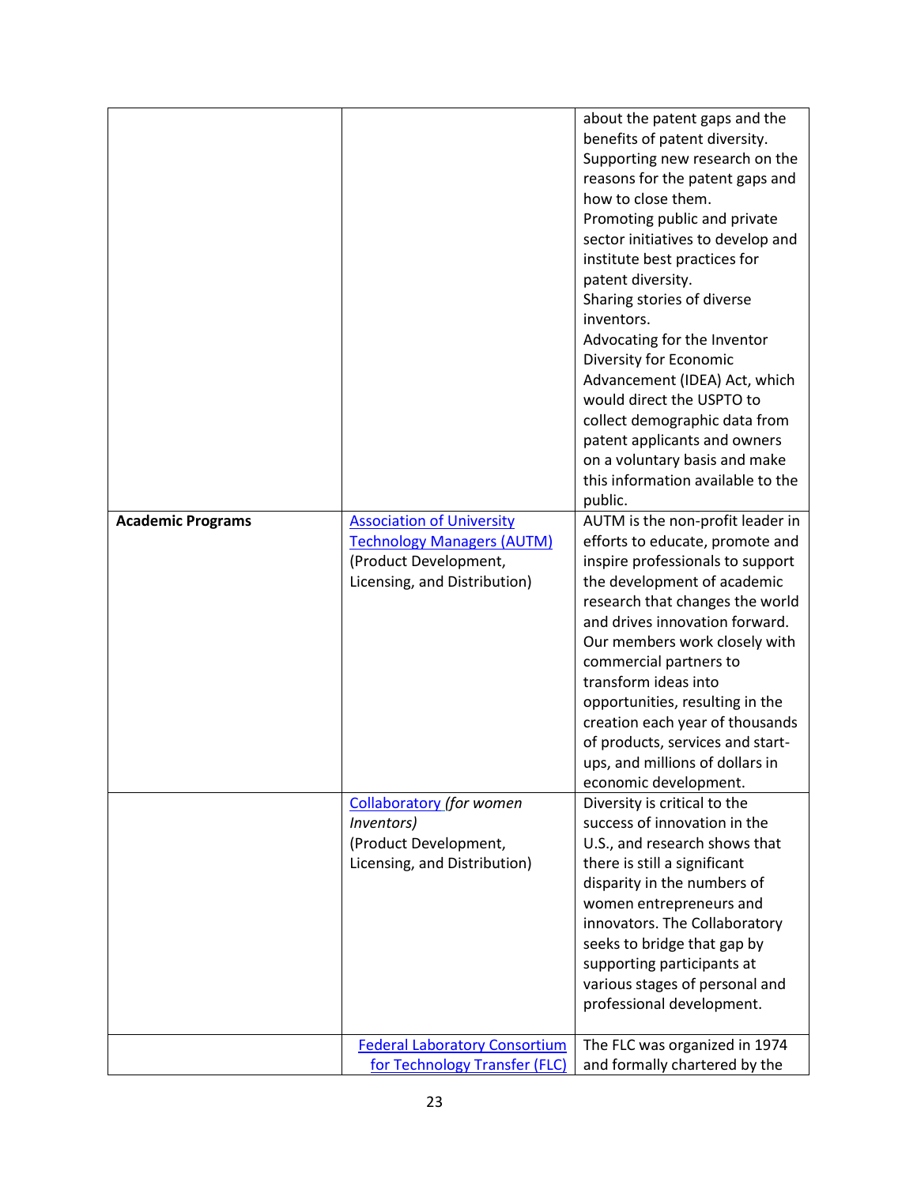| | | |
|---|---|---|
| | | about the patent gaps and the benefits of patent diversity. Supporting new research on the reasons for the patent gaps and how to close them. Promoting public and private sector initiatives to develop and institute best practices for patent diversity. Sharing stories of diverse inventors. Advocating for the Inventor Diversity for Economic Advancement (IDEA) Act, which would direct the USPTO to collect demographic data from patent applicants and owners on a voluntary basis and make this information available to the public. |
| **Academic Programs** | Association of University Technology Managers (AUTM) (Product Development, Licensing, and Distribution) | AUTM is the non-profit leader in efforts to educate, promote and inspire professionals to support the development of academic research that changes the world and drives innovation forward. Our members work closely with commercial partners to transform ideas into opportunities, resulting in the creation each year of thousands of products, services and start-ups, and millions of dollars in economic development. |
| | Collaboratory *(for women Inventors)* (Product Development, Licensing, and Distribution) | Diversity is critical to the success of innovation in the U.S., and research shows that there is still a significant disparity in the numbers of women entrepreneurs and innovators. The Collaboratory seeks to bridge that gap by supporting participants at various stages of personal and professional development. |
| | Federal Laboratory Consortium for Technology Transfer (FLC) | The FLC was organized in 1974 and formally chartered by the |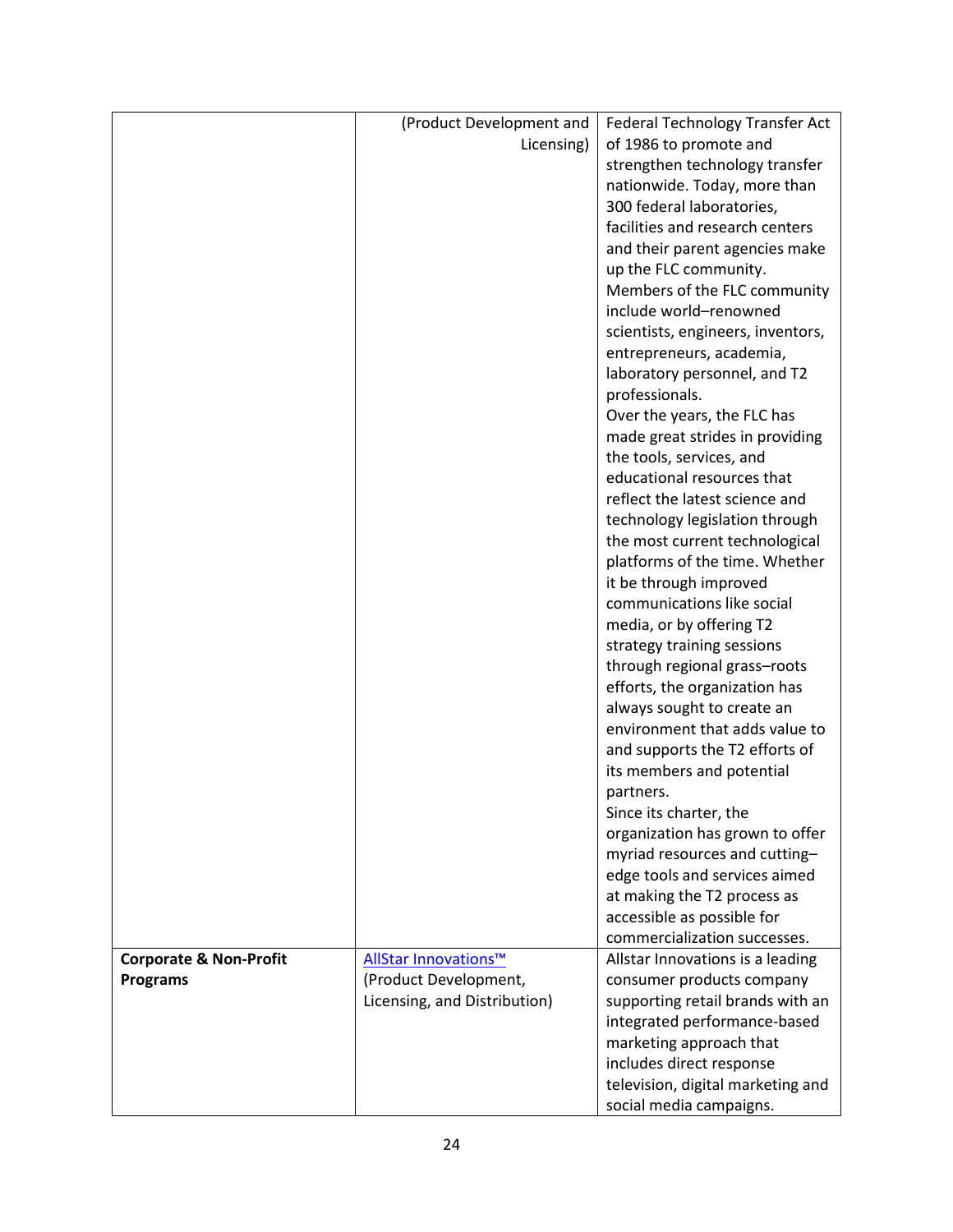| | | |
|---|---|---|
| | (Product Development and Licensing) | Federal Technology Transfer Act of 1986 to promote and strengthen technology transfer nationwide. Today, more than 300 federal laboratories, facilities and research centers and their parent agencies make up the FLC community. Members of the FLC community include world–renowned scientists, engineers, inventors, entrepreneurs, academia, laboratory personnel, and T2 professionals. Over the years, the FLC has made great strides in providing the tools, services, and educational resources that reflect the latest science and technology legislation through the most current technological platforms of the time. Whether it be through improved communications like social media, or by offering T2 strategy training sessions through regional grass–roots efforts, the organization has always sought to create an environment that adds value to and supports the T2 efforts of its members and potential partners. Since its charter, the organization has grown to offer myriad resources and cutting–edge tools and services aimed at making the T2 process as accessible as possible for commercialization successes. |
| **Corporate & Non-Profit Programs** | AllStar Innovations™ (Product Development, Licensing, and Distribution) | Allstar Innovations is a leading consumer products company supporting retail brands with an integrated performance-based marketing approach that includes direct response television, digital marketing and social media campaigns. |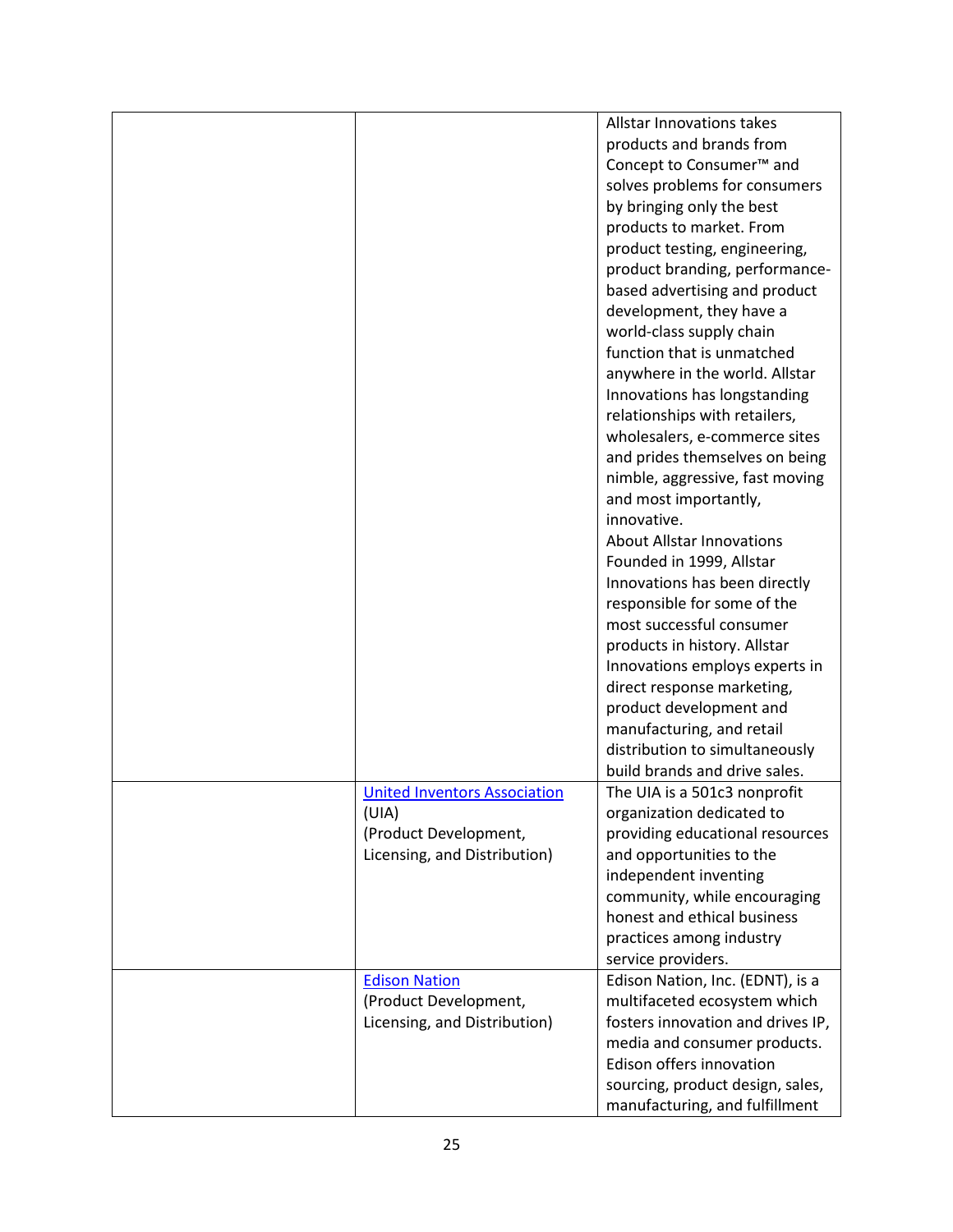| | | |
|---|---|---|
| | | Allstar Innovations takes products and brands from Concept to Consumer™ and solves problems for consumers by bringing only the best products to market. From product testing, engineering, product branding, performance-based advertising and product development, they have a world-class supply chain function that is unmatched anywhere in the world. Allstar Innovations has longstanding relationships with retailers, wholesalers, e-commerce sites and prides themselves on being nimble, aggressive, fast moving and most importantly, innovative.<br>About Allstar Innovations<br>Founded in 1999, Allstar Innovations has been directly responsible for some of the most successful consumer products in history. Allstar Innovations employs experts in direct response marketing, product development and manufacturing, and retail distribution to simultaneously build brands and drive sales. |
| | United Inventors Association (UIA)<br>(Product Development, Licensing, and Distribution) | The UIA is a 501c3 nonprofit organization dedicated to providing educational resources and opportunities to the independent inventing community, while encouraging honest and ethical business practices among industry service providers. |
| | Edison Nation<br>(Product Development, Licensing, and Distribution) | Edison Nation, Inc. (EDNT), is a multifaceted ecosystem which fosters innovation and drives IP, media and consumer products. Edison offers innovation sourcing, product design, sales, manufacturing, and fulfillment |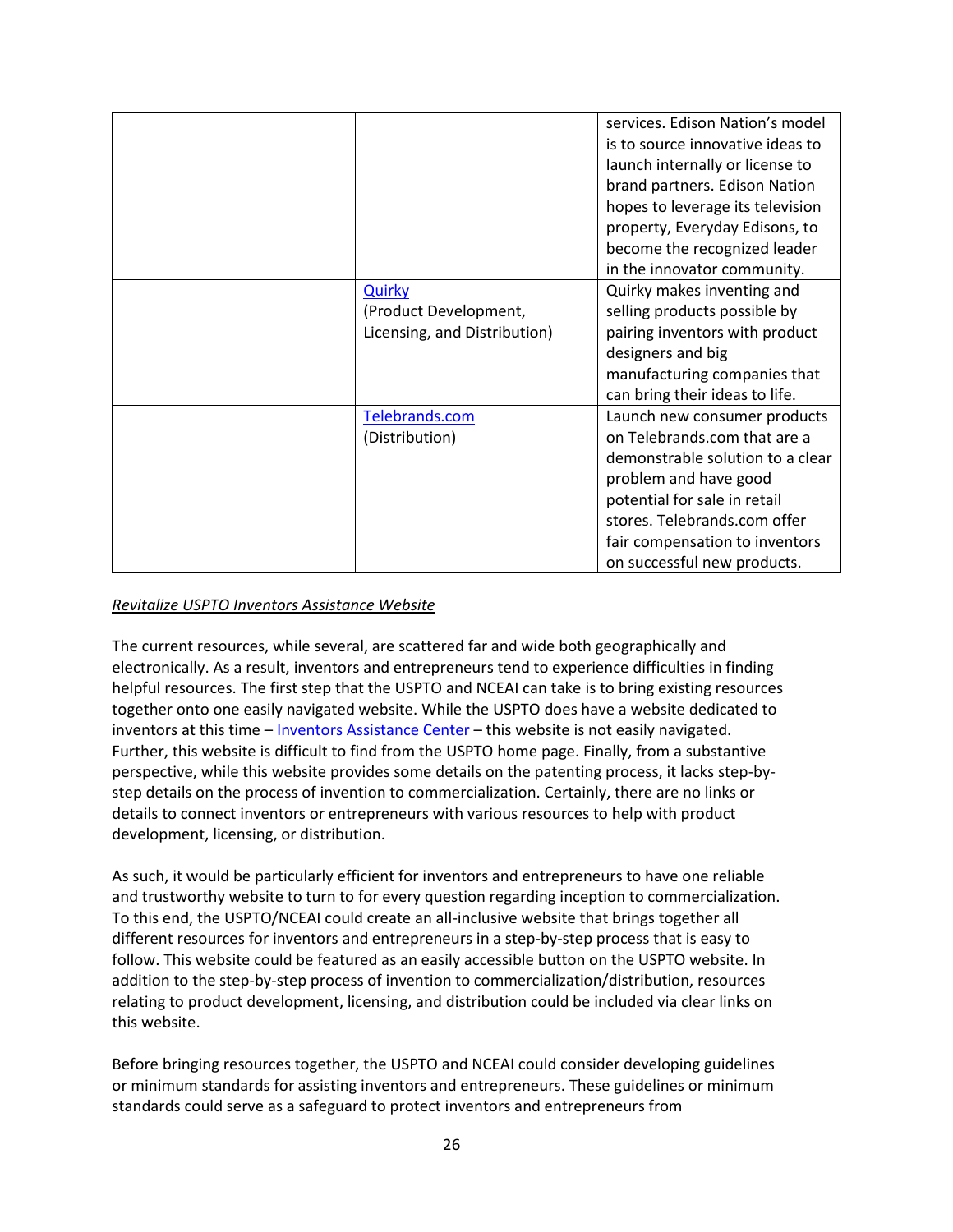| | | |
|---|---|---|
| | | services. Edison Nation's model is to source innovative ideas to launch internally or license to brand partners. Edison Nation hopes to leverage its television property, Everyday Edisons, to become the recognized leader in the innovator community. |
| | Quirky (Product Development, Licensing, and Distribution) | Quirky makes inventing and selling products possible by pairing inventors with product designers and big manufacturing companies that can bring their ideas to life. |
| | Telebrands.com (Distribution) | Launch new consumer products on Telebrands.com that are a demonstrable solution to a clear problem and have good potential for sale in retail stores. Telebrands.com offer fair compensation to inventors on successful new products. |

*Revitalize USPTO Inventors Assistance Website*

The current resources, while several, are scattered far and wide both geographically and electronically. As a result, inventors and entrepreneurs tend to experience difficulties in finding helpful resources. The first step that the USPTO and NCEAI can take is to bring existing resources together onto one easily navigated website. While the USPTO does have a website dedicated to inventors at this time – Inventors Assistance Center – this website is not easily navigated. Further, this website is difficult to find from the USPTO home page. Finally, from a substantive perspective, while this website provides some details on the patenting process, it lacks step-by-step details on the process of invention to commercialization. Certainly, there are no links or details to connect inventors or entrepreneurs with various resources to help with product development, licensing, or distribution.

As such, it would be particularly efficient for inventors and entrepreneurs to have one reliable and trustworthy website to turn to for every question regarding inception to commercialization. To this end, the USPTO/NCEAI could create an all-inclusive website that brings together all different resources for inventors and entrepreneurs in a step-by-step process that is easy to follow. This website could be featured as an easily accessible button on the USPTO website. In addition to the step-by-step process of invention to commercialization/distribution, resources relating to product development, licensing, and distribution could be included via clear links on this website.

Before bringing resources together, the USPTO and NCEAI could consider developing guidelines or minimum standards for assisting inventors and entrepreneurs. These guidelines or minimum standards could serve as a safeguard to protect inventors and entrepreneurs from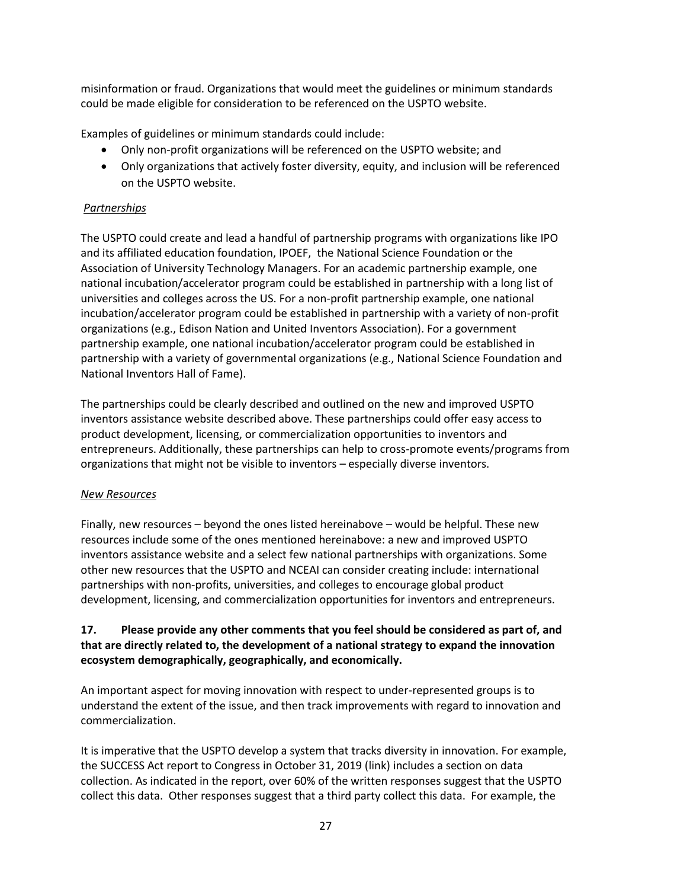misinformation or fraud. Organizations that would meet the guidelines or minimum standards could be made eligible for consideration to be referenced on the USPTO website.

Examples of guidelines or minimum standards could include:

- Only non-profit organizations will be referenced on the USPTO website; and
- Only organizations that actively foster diversity, equity, and inclusion will be referenced on the USPTO website.

*Partnerships*

The USPTO could create and lead a handful of partnership programs with organizations like IPO and its affiliated education foundation, IPOEF, the National Science Foundation or the Association of University Technology Managers. For an academic partnership example, one national incubation/accelerator program could be established in partnership with a long list of universities and colleges across the US. For a non-profit partnership example, one national incubation/accelerator program could be established in partnership with a variety of non-profit organizations (e.g., Edison Nation and United Inventors Association). For a government partnership example, one national incubation/accelerator program could be established in partnership with a variety of governmental organizations (e.g., National Science Foundation and National Inventors Hall of Fame).

The partnerships could be clearly described and outlined on the new and improved USPTO inventors assistance website described above. These partnerships could offer easy access to product development, licensing, or commercialization opportunities to inventors and entrepreneurs. Additionally, these partnerships can help to cross-promote events/programs from organizations that might not be visible to inventors – especially diverse inventors.

*New Resources*

Finally, new resources – beyond the ones listed hereinabove – would be helpful. These new resources include some of the ones mentioned hereinabove: a new and improved USPTO inventors assistance website and a select few national partnerships with organizations. Some other new resources that the USPTO and NCEAI can consider creating include: international partnerships with non-profits, universities, and colleges to encourage global product development, licensing, and commercialization opportunities for inventors and entrepreneurs.

**17. Please provide any other comments that you feel should be considered as part of, and that are directly related to, the development of a national strategy to expand the innovation ecosystem demographically, geographically, and economically.**

An important aspect for moving innovation with respect to under-represented groups is to understand the extent of the issue, and then track improvements with regard to innovation and commercialization.

It is imperative that the USPTO develop a system that tracks diversity in innovation. For example, the SUCCESS Act report to Congress in October 31, 2019 (link) includes a section on data collection. As indicated in the report, over 60% of the written responses suggest that the USPTO collect this data. Other responses suggest that a third party collect this data. For example, the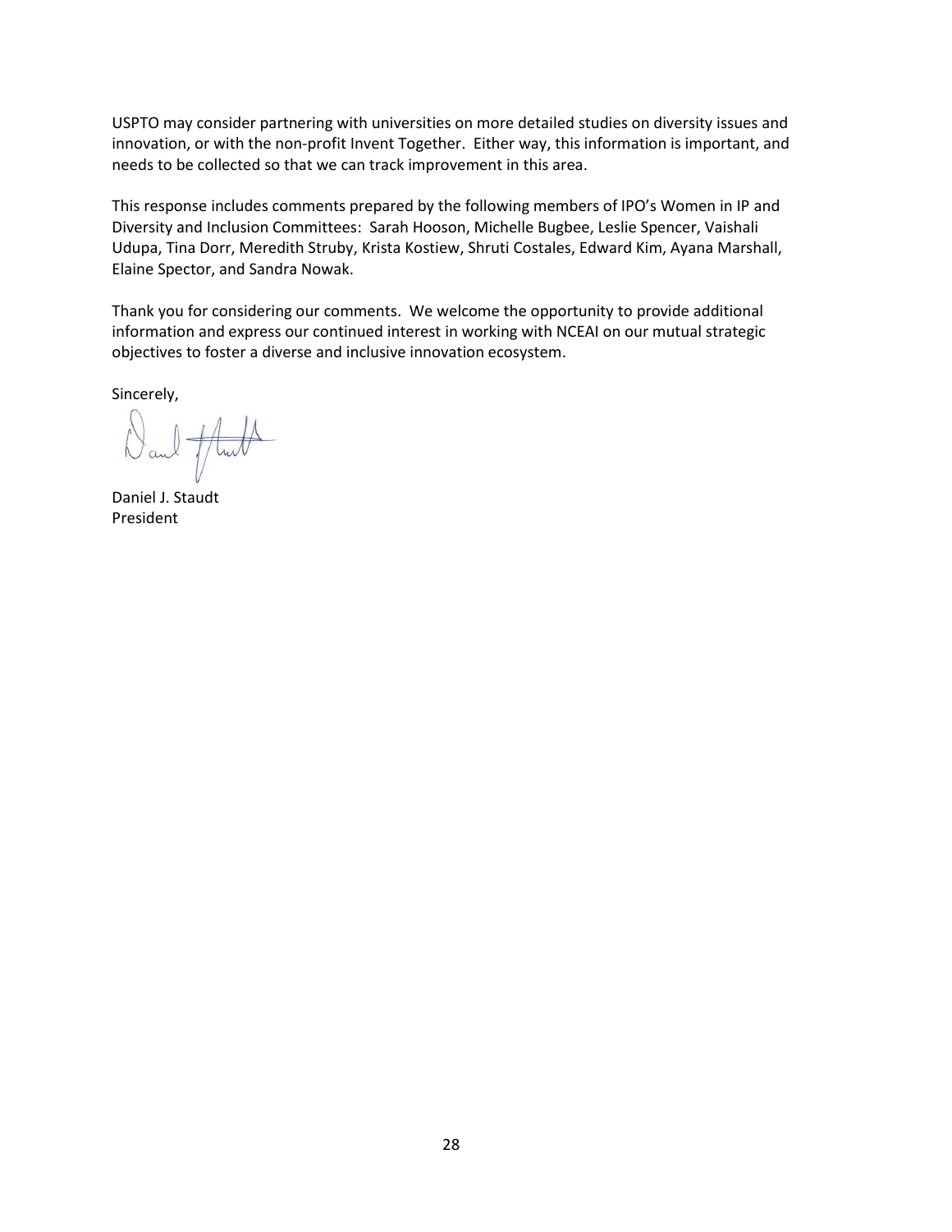USPTO may consider partnering with universities on more detailed studies on diversity issues and innovation, or with the non-profit Invent Together. Either way, this information is important, and needs to be collected so that we can track improvement in this area.

This response includes comments prepared by the following members of IPO's Women in IP and Diversity and Inclusion Committees: Sarah Hooson, Michelle Bugbee, Leslie Spencer, Vaishali Udupa, Tina Dorr, Meredith Struby, Krista Kostiew, Shruti Costales, Edward Kim, Ayana Marshall, Elaine Spector, and Sandra Nowak.

Thank you for considering our comments. We welcome the opportunity to provide additional information and express our continued interest in working with NCEAI on our mutual strategic objectives to foster a diverse and inclusive innovation ecosystem.

Sincerely,

Daniel J. Staudt
President